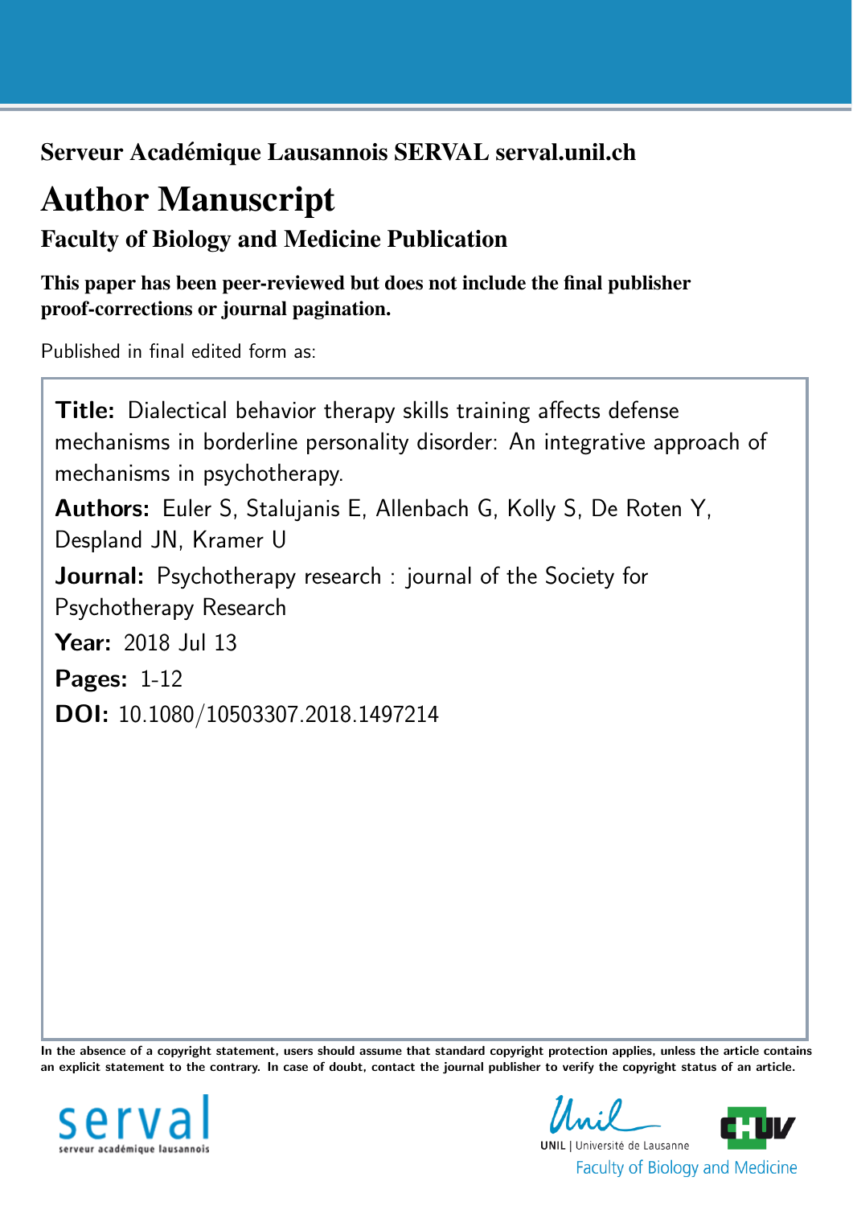**Serveur Académique Lausannois SERVAL serval.unil.ch**

# Author Manuscript

## Faculty of Biology and Medicine Publication

**This paper has been peer-reviewed but does not include the final publisher proof-corrections or journal pagination.**

Published in final edited form as:

**Title:** Dialectical behavior therapy skills training affects defense mechanisms in borderline personality disorder: An integrative approach of mechanisms in psychotherapy.

**Authors:** Euler S, Stalujanis E, Allenbach G, Kolly S, De Roten Y, Despland JN, Kramer U

**Journal:** Psychotherapy research : journal of the Society for Psychotherapy Research

**Year:** 2018 Jul 13

**Pages:** 1-12

**DOI:** 10.1080/10503307.2018.1497214

**In the absence of a copyright statement, users should assume that standard copyright protection applies, unless the article contains an explicit statement to the contrary. In case of doubt, contact the journal publisher to verify the copyright status of an article.**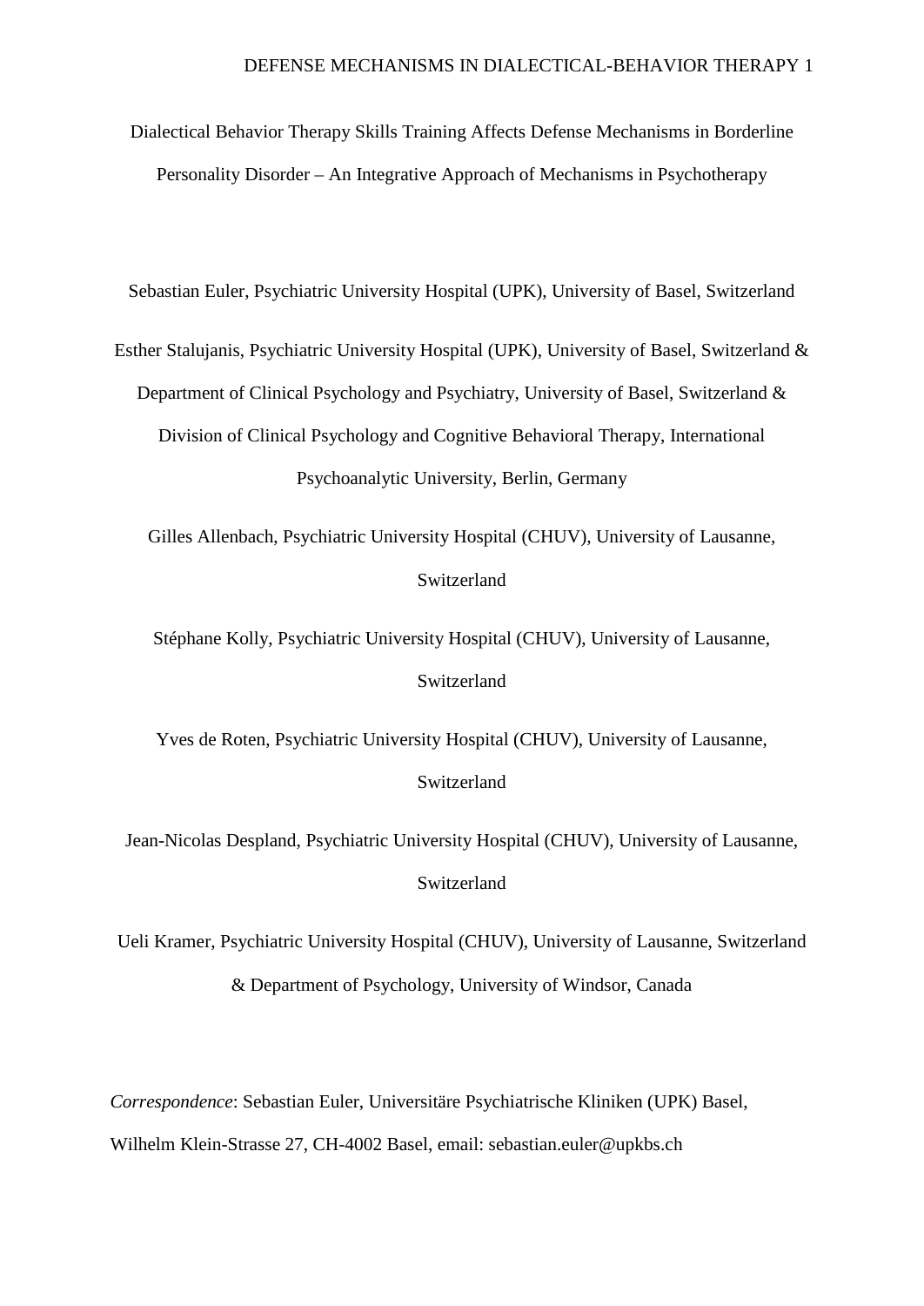# Dialectical Behavior Therapy Skills Training Affects Defense Mechanisms in Borderline Personality Disorder – An Integrative Approach of Mechanisms in Psychotherapy

Sebastian Euler, Psychiatric University Hospital (UPK), University of Basel, Switzerland

Esther Stalujanis, Psychiatric University Hospital (UPK), University of Basel, Switzerland & Department of Clinical Psychology and Psychiatry, University of Basel, Switzerland & Division of Clinical Psychology and Cognitive Behavioral Therapy, International Psychoanalytic University, Berlin, Germany

Gilles Allenbach, Psychiatric University Hospital (CHUV), University of Lausanne, Switzerland

Stéphane Kolly, Psychiatric University Hospital (CHUV), University of Lausanne, Switzerland

Yves de Roten, Psychiatric University Hospital (CHUV), University of Lausanne, Switzerland

Jean-Nicolas Despland, Psychiatric University Hospital (CHUV), University of Lausanne, Switzerland

Ueli Kramer, Psychiatric University Hospital (CHUV), University of Lausanne, Switzerland & Department of Psychology, University of Windsor, Canada

*Correspondence*: Sebastian Euler, Universitäre Psychiatrische Kliniken (UPK) Basel, Wilhelm Klein-Strasse 27, CH-4002 Basel, email: sebastian.euler@upkbs.ch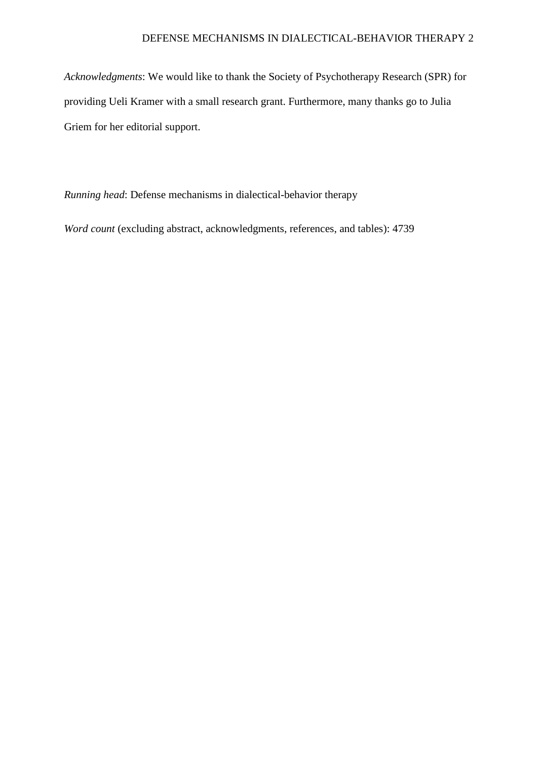*Acknowledgments*: We would like to thank the Society of Psychotherapy Research (SPR) for providing Ueli Kramer with a small research grant. Furthermore, many thanks go to Julia Griem for her editorial support.

*Running head*: Defense mechanisms in dialectical-behavior therapy

*Word count* (excluding abstract, acknowledgments, references, and tables): 4739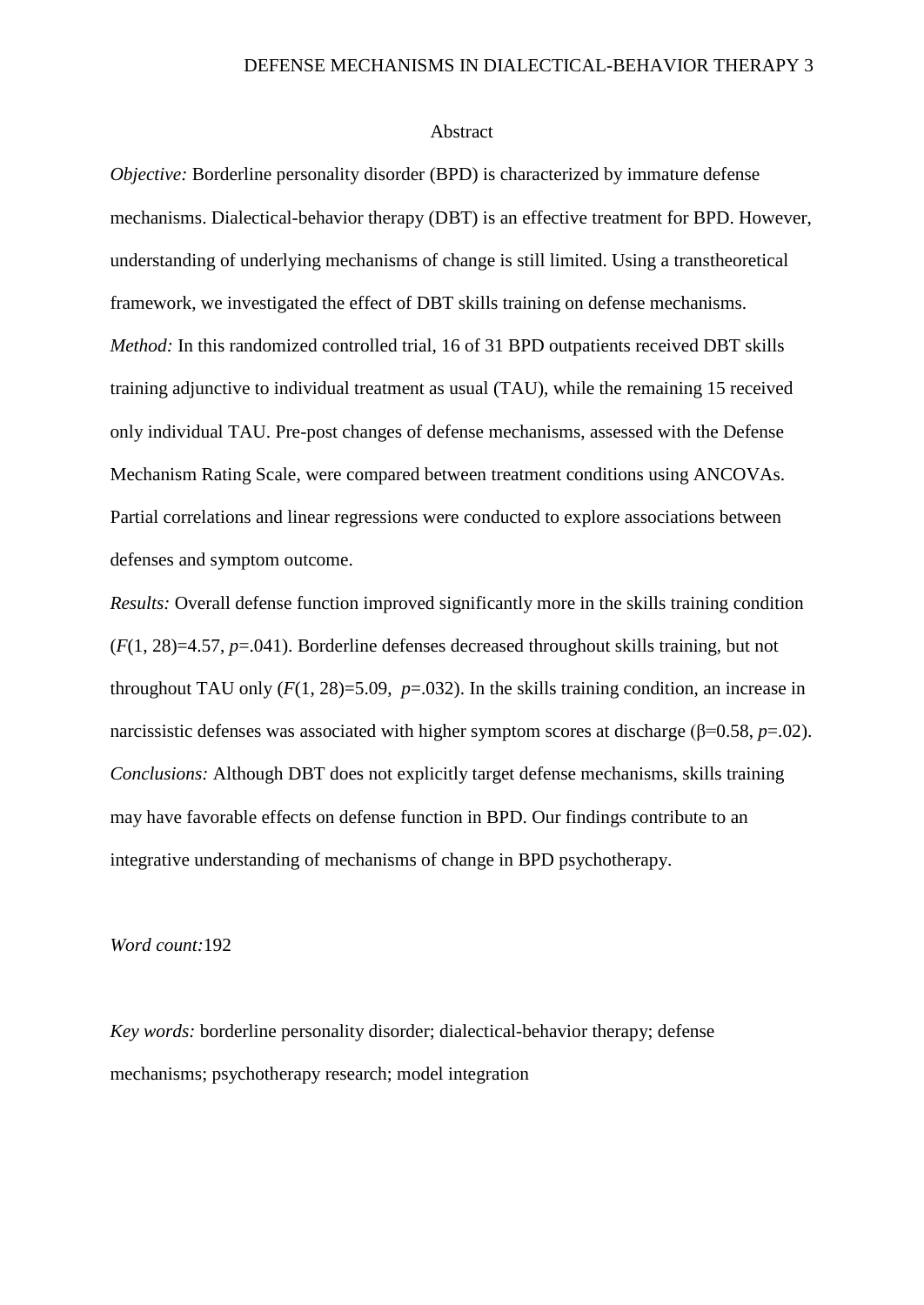# Abstract

*Objective:* Borderline personality disorder (BPD) is characterized by immature defense mechanisms. Dialectical-behavior therapy (DBT) is an effective treatment for BPD. However, understanding of underlying mechanisms of change is still limited. Using a transtheoretical framework, we investigated the effect of DBT skills training on defense mechanisms.

*Method:* In this randomized controlled trial, 16 of 31 BPD outpatients received DBT skills training adjunctive to individual treatment as usual (TAU), while the remaining 15 received only individual TAU. Pre-post changes of defense mechanisms, assessed with the Defense Mechanism Rating Scale, were compared between treatment conditions using ANCOVAs. Partial correlations and linear regressions were conducted to explore associations between defenses and symptom outcome.

*Results:* Overall defense function improved significantly more in the skills training condition ($F(1, 28)=4.57$, $p=.041$). Borderline defenses decreased throughout skills training, but not throughout TAU only ($F(1, 28)=5.09$, $p=.032$). In the skills training condition, an increase in narcissistic defenses was associated with higher symptom scores at discharge ($\beta=0.58$, $p=.02$).

*Conclusions:* Although DBT does not explicitly target defense mechanisms, skills training may have favorable effects on defense function in BPD. Our findings contribute to an integrative understanding of mechanisms of change in BPD psychotherapy.

*Word count:*192

*Key words:* borderline personality disorder; dialectical-behavior therapy; defense mechanisms; psychotherapy research; model integration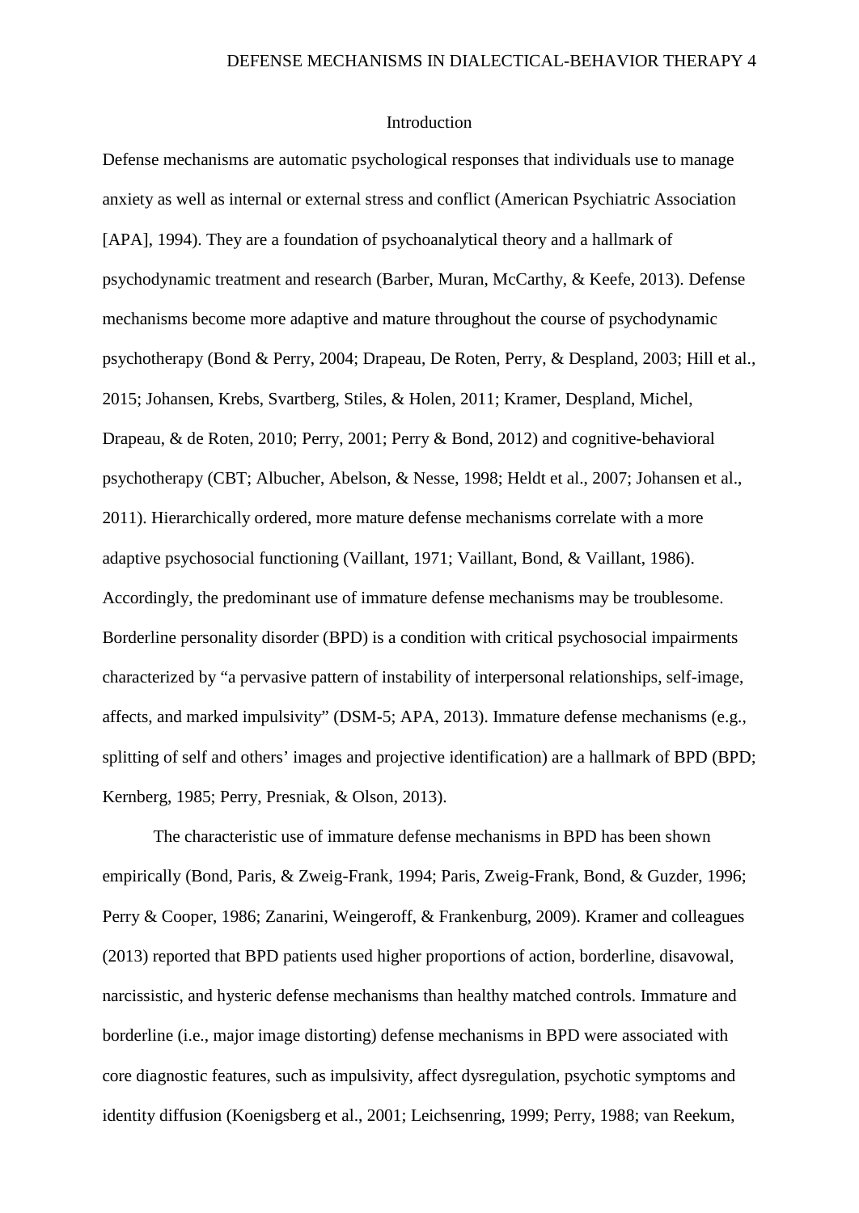## Introduction

Defense mechanisms are automatic psychological responses that individuals use to manage anxiety as well as internal or external stress and conflict (American Psychiatric Association [APA], 1994). They are a foundation of psychoanalytical theory and a hallmark of psychodynamic treatment and research (Barber, Muran, McCarthy, & Keefe, 2013). Defense mechanisms become more adaptive and mature throughout the course of psychodynamic psychotherapy (Bond & Perry, 2004; Drapeau, De Roten, Perry, & Despland, 2003; Hill et al., 2015; Johansen, Krebs, Svartberg, Stiles, & Holen, 2011; Kramer, Despland, Michel, Drapeau, & de Roten, 2010; Perry, 2001; Perry & Bond, 2012) and cognitive-behavioral psychotherapy (CBT; Albucher, Abelson, & Nesse, 1998; Heldt et al., 2007; Johansen et al., 2011). Hierarchically ordered, more mature defense mechanisms correlate with a more adaptive psychosocial functioning (Vaillant, 1971; Vaillant, Bond, & Vaillant, 1986). Accordingly, the predominant use of immature defense mechanisms may be troublesome. Borderline personality disorder (BPD) is a condition with critical psychosocial impairments characterized by "a pervasive pattern of instability of interpersonal relationships, self-image, affects, and marked impulsivity" (DSM-5; APA, 2013). Immature defense mechanisms (e.g., splitting of self and others' images and projective identification) are a hallmark of BPD (BPD; Kernberg, 1985; Perry, Presniak, & Olson, 2013).

The characteristic use of immature defense mechanisms in BPD has been shown empirically (Bond, Paris, & Zweig-Frank, 1994; Paris, Zweig-Frank, Bond, & Guzder, 1996; Perry & Cooper, 1986; Zanarini, Weingeroff, & Frankenburg, 2009). Kramer and colleagues (2013) reported that BPD patients used higher proportions of action, borderline, disavowal, narcissistic, and hysteric defense mechanisms than healthy matched controls. Immature and borderline (i.e., major image distorting) defense mechanisms in BPD were associated with core diagnostic features, such as impulsivity, affect dysregulation, psychotic symptoms and identity diffusion (Koenigsberg et al., 2001; Leichsenring, 1999; Perry, 1988; van Reekum,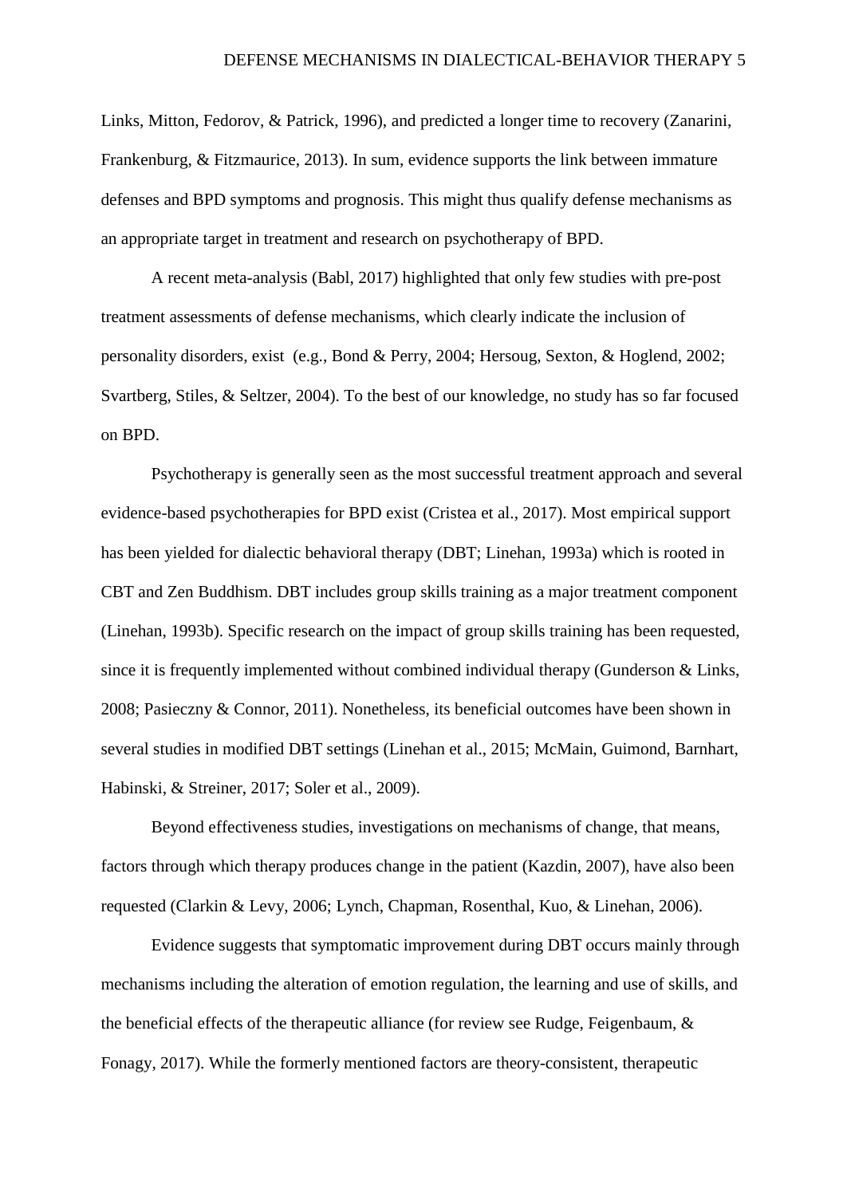Links, Mitton, Fedorov, & Patrick, 1996), and predicted a longer time to recovery (Zanarini, Frankenburg, & Fitzmaurice, 2013). In sum, evidence supports the link between immature defenses and BPD symptoms and prognosis. This might thus qualify defense mechanisms as an appropriate target in treatment and research on psychotherapy of BPD.

A recent meta-analysis (Babl, 2017) highlighted that only few studies with pre-post treatment assessments of defense mechanisms, which clearly indicate the inclusion of personality disorders, exist (e.g., Bond & Perry, 2004; Hersoug, Sexton, & Hoglend, 2002; Svartberg, Stiles, & Seltzer, 2004). To the best of our knowledge, no study has so far focused on BPD.

Psychotherapy is generally seen as the most successful treatment approach and several evidence-based psychotherapies for BPD exist (Cristea et al., 2017). Most empirical support has been yielded for dialectic behavioral therapy (DBT; Linehan, 1993a) which is rooted in CBT and Zen Buddhism. DBT includes group skills training as a major treatment component (Linehan, 1993b). Specific research on the impact of group skills training has been requested, since it is frequently implemented without combined individual therapy (Gunderson & Links, 2008; Pasieczny & Connor, 2011). Nonetheless, its beneficial outcomes have been shown in several studies in modified DBT settings (Linehan et al., 2015; McMain, Guimond, Barnhart, Habinski, & Streiner, 2017; Soler et al., 2009).

Beyond effectiveness studies, investigations on mechanisms of change, that means, factors through which therapy produces change in the patient (Kazdin, 2007), have also been requested (Clarkin & Levy, 2006; Lynch, Chapman, Rosenthal, Kuo, & Linehan, 2006).

Evidence suggests that symptomatic improvement during DBT occurs mainly through mechanisms including the alteration of emotion regulation, the learning and use of skills, and the beneficial effects of the therapeutic alliance (for review see Rudge, Feigenbaum, & Fonagy, 2017). While the formerly mentioned factors are theory-consistent, therapeutic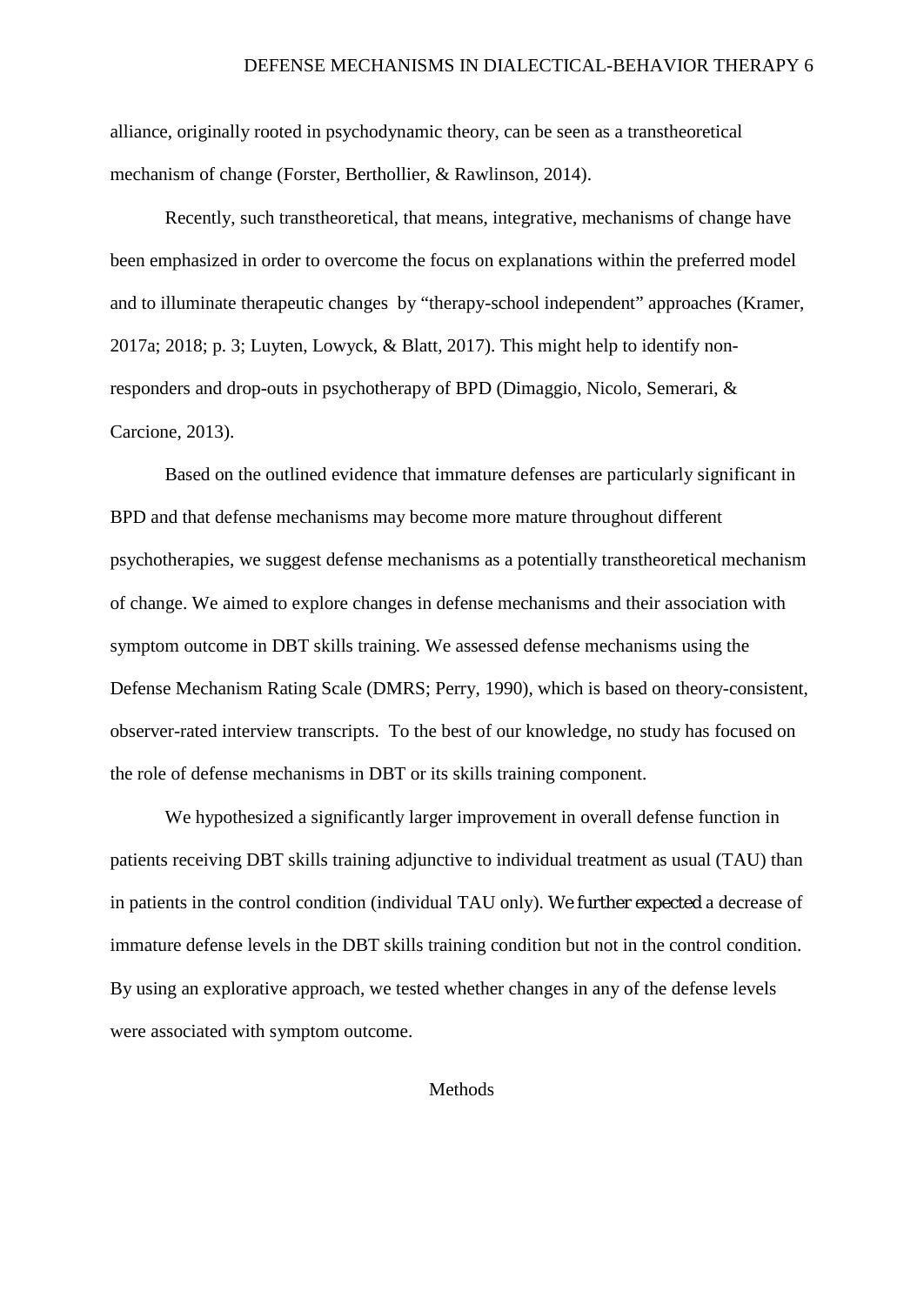alliance, originally rooted in psychodynamic theory, can be seen as a transtheoretical mechanism of change (Forster, Berthollier, & Rawlinson, 2014).

Recently, such transtheoretical, that means, integrative, mechanisms of change have been emphasized in order to overcome the focus on explanations within the preferred model and to illuminate therapeutic changes by "therapy-school independent" approaches (Kramer, 2017a; 2018; p. 3; Luyten, Lowyck, & Blatt, 2017). This might help to identify non-responders and drop-outs in psychotherapy of BPD (Dimaggio, Nicolo, Semerari, & Carcione, 2013).

Based on the outlined evidence that immature defenses are particularly significant in BPD and that defense mechanisms may become more mature throughout different psychotherapies, we suggest defense mechanisms as a potentially transtheoretical mechanism of change. We aimed to explore changes in defense mechanisms and their association with symptom outcome in DBT skills training. We assessed defense mechanisms using the Defense Mechanism Rating Scale (DMRS; Perry, 1990), which is based on theory-consistent, observer-rated interview transcripts. To the best of our knowledge, no study has focused on the role of defense mechanisms in DBT or its skills training component.

We hypothesized a significantly larger improvement in overall defense function in patients receiving DBT skills training adjunctive to individual treatment as usual (TAU) than in patients in the control condition (individual TAU only). We further expected a decrease of immature defense levels in the DBT skills training condition but not in the control condition. By using an explorative approach, we tested whether changes in any of the defense levels were associated with symptom outcome.

# Methods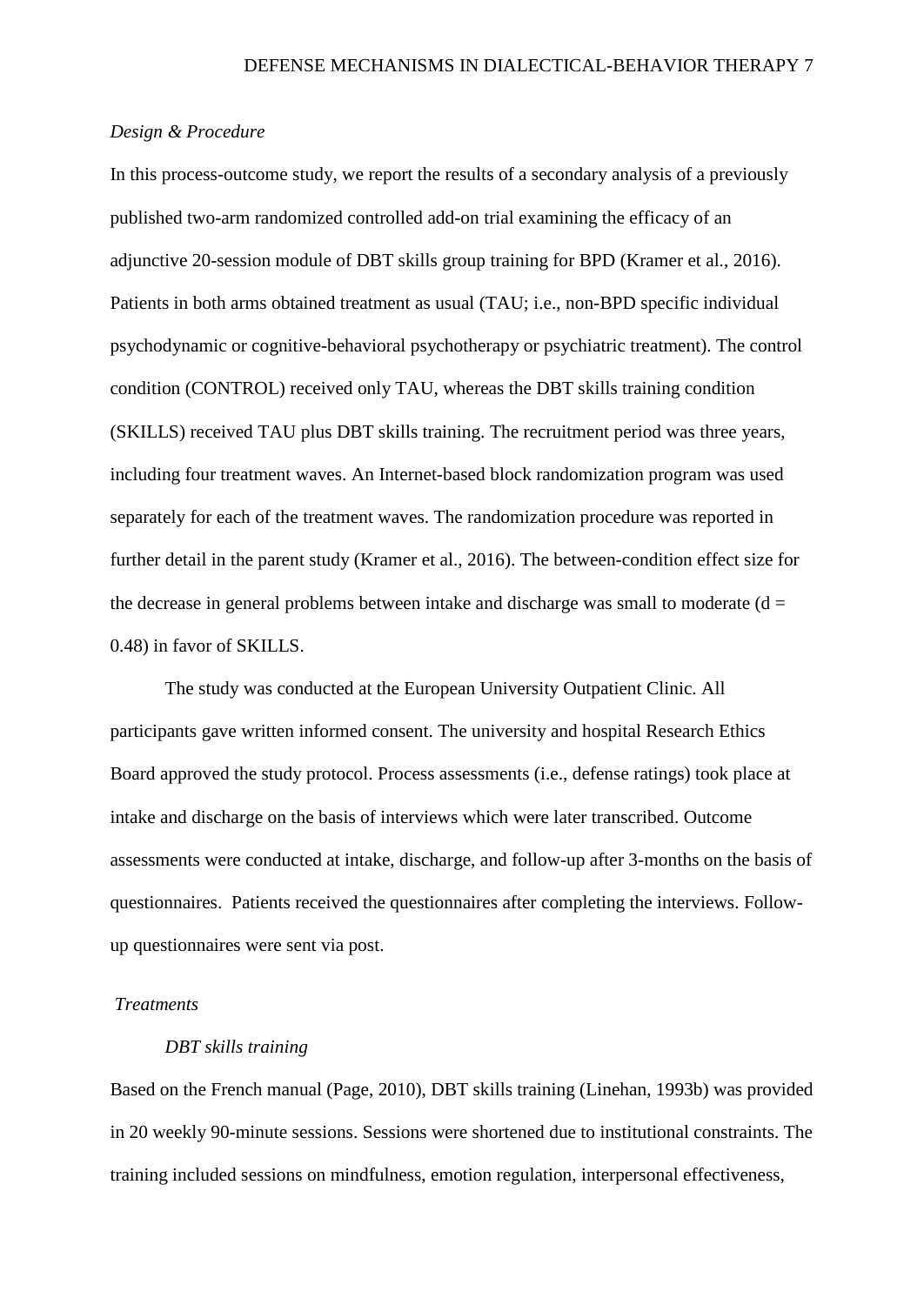*Design & Procedure*

In this process-outcome study, we report the results of a secondary analysis of a previously published two-arm randomized controlled add-on trial examining the efficacy of an adjunctive 20-session module of DBT skills group training for BPD (Kramer et al., 2016). Patients in both arms obtained treatment as usual (TAU; i.e., non-BPD specific individual psychodynamic or cognitive-behavioral psychotherapy or psychiatric treatment). The control condition (CONTROL) received only TAU, whereas the DBT skills training condition (SKILLS) received TAU plus DBT skills training. The recruitment period was three years, including four treatment waves. An Internet-based block randomization program was used separately for each of the treatment waves. The randomization procedure was reported in further detail in the parent study (Kramer et al., 2016). The between-condition effect size for the decrease in general problems between intake and discharge was small to moderate ($d = 0.48$) in favor of SKILLS.

The study was conducted at the European University Outpatient Clinic. All participants gave written informed consent. The university and hospital Research Ethics Board approved the study protocol. Process assessments (i.e., defense ratings) took place at intake and discharge on the basis of interviews which were later transcribed. Outcome assessments were conducted at intake, discharge, and follow-up after 3-months on the basis of questionnaires. Patients received the questionnaires after completing the interviews. Follow-up questionnaires were sent via post.

*Treatments*

*DBT skills training*

Based on the French manual (Page, 2010), DBT skills training (Linehan, 1993b) was provided in 20 weekly 90-minute sessions. Sessions were shortened due to institutional constraints. The training included sessions on mindfulness, emotion regulation, interpersonal effectiveness,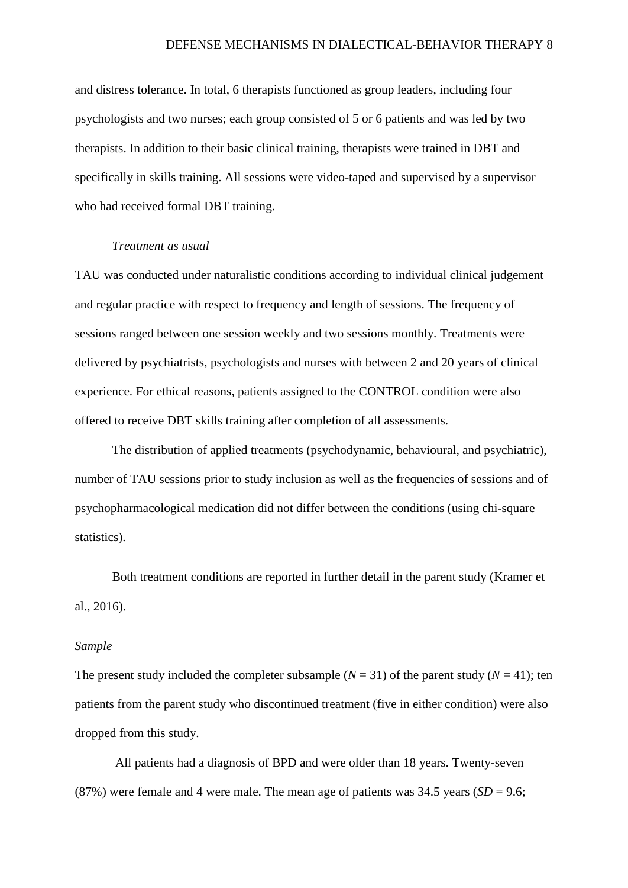and distress tolerance. In total, 6 therapists functioned as group leaders, including four psychologists and two nurses; each group consisted of 5 or 6 patients and was led by two therapists. In addition to their basic clinical training, therapists were trained in DBT and specifically in skills training. All sessions were video-taped and supervised by a supervisor who had received formal DBT training.

*Treatment as usual*

TAU was conducted under naturalistic conditions according to individual clinical judgement and regular practice with respect to frequency and length of sessions. The frequency of sessions ranged between one session weekly and two sessions monthly. Treatments were delivered by psychiatrists, psychologists and nurses with between 2 and 20 years of clinical experience. For ethical reasons, patients assigned to the CONTROL condition were also offered to receive DBT skills training after completion of all assessments.

The distribution of applied treatments (psychodynamic, behavioural, and psychiatric), number of TAU sessions prior to study inclusion as well as the frequencies of sessions and of psychopharmacological medication did not differ between the conditions (using chi-square statistics).

Both treatment conditions are reported in further detail in the parent study (Kramer et al., 2016).

*Sample*

The present study included the completer subsample ($N$ = 31) of the parent study ($N$ = 41); ten patients from the parent study who discontinued treatment (five in either condition) were also dropped from this study.

All patients had a diagnosis of BPD and were older than 18 years. Twenty-seven (87%) were female and 4 were male. The mean age of patients was 34.5 years ($SD$ = 9.6;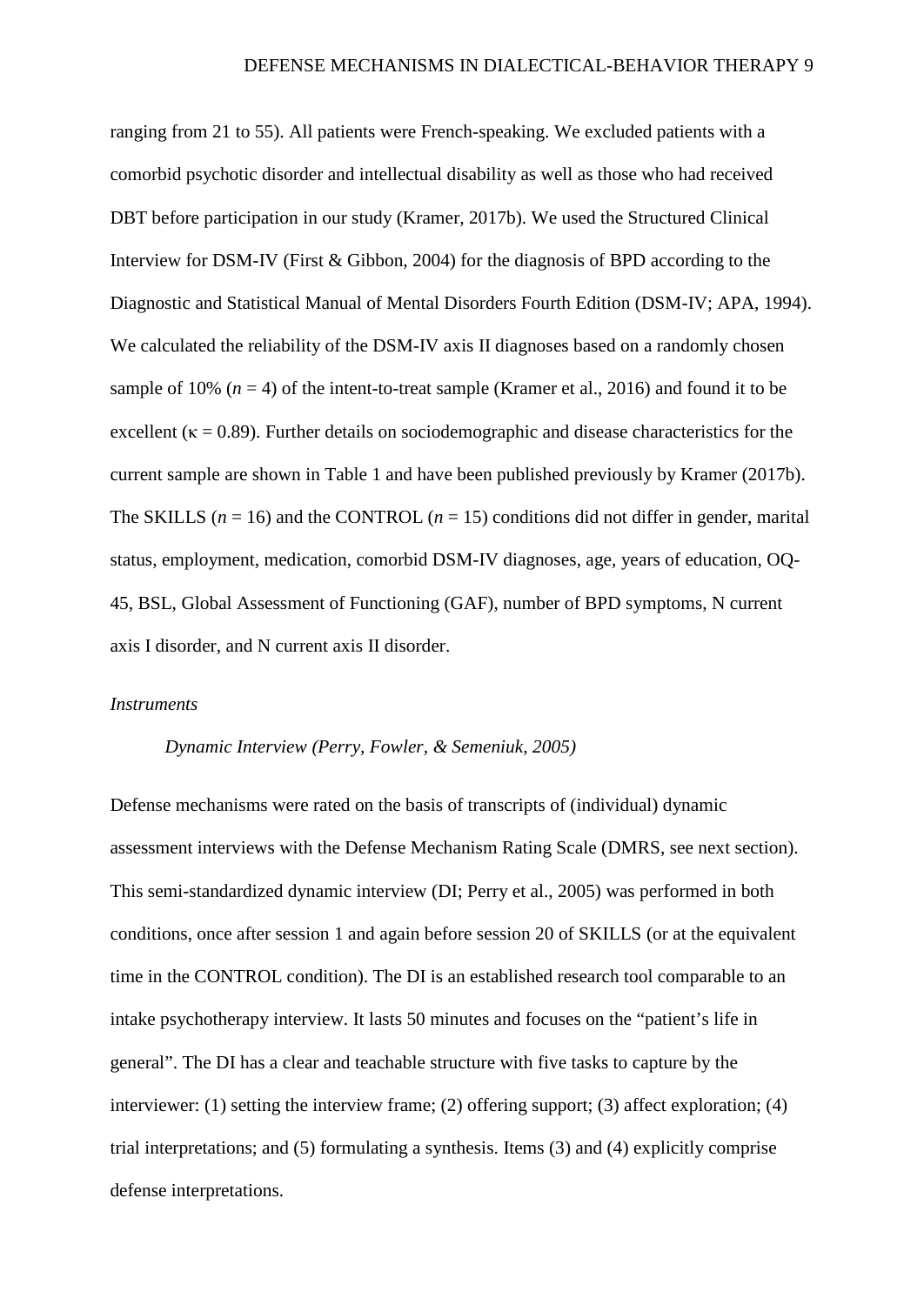ranging from 21 to 55). All patients were French-speaking. We excluded patients with a comorbid psychotic disorder and intellectual disability as well as those who had received DBT before participation in our study (Kramer, 2017b). We used the Structured Clinical Interview for DSM-IV (First & Gibbon, 2004) for the diagnosis of BPD according to the Diagnostic and Statistical Manual of Mental Disorders Fourth Edition (DSM-IV; APA, 1994). We calculated the reliability of the DSM-IV axis II diagnoses based on a randomly chosen sample of 10% ($n$ = 4) of the intent-to-treat sample (Kramer et al., 2016) and found it to be excellent ($\kappa$ = 0.89). Further details on sociodemographic and disease characteristics for the current sample are shown in Table 1 and have been published previously by Kramer (2017b). The SKILLS ($n$ = 16) and the CONTROL ($n$ = 15) conditions did not differ in gender, marital status, employment, medication, comorbid DSM-IV diagnoses, age, years of education, OQ-45, BSL, Global Assessment of Functioning (GAF), number of BPD symptoms, N current axis I disorder, and N current axis II disorder.

### *Instruments*

#### *Dynamic Interview (Perry, Fowler, & Semeniuk, 2005)*

Defense mechanisms were rated on the basis of transcripts of (individual) dynamic assessment interviews with the Defense Mechanism Rating Scale (DMRS, see next section). This semi-standardized dynamic interview (DI; Perry et al., 2005) was performed in both conditions, once after session 1 and again before session 20 of SKILLS (or at the equivalent time in the CONTROL condition). The DI is an established research tool comparable to an intake psychotherapy interview. It lasts 50 minutes and focuses on the "patient's life in general". The DI has a clear and teachable structure with five tasks to capture by the interviewer: (1) setting the interview frame; (2) offering support; (3) affect exploration; (4) trial interpretations; and (5) formulating a synthesis. Items (3) and (4) explicitly comprise defense interpretations.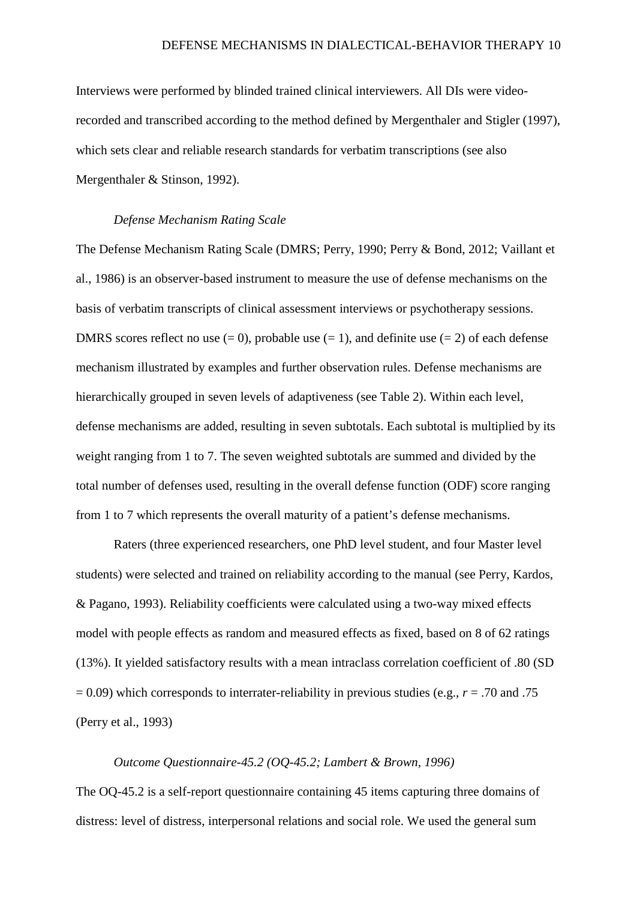Interviews were performed by blinded trained clinical interviewers. All DIs were video-recorded and transcribed according to the method defined by Mergenthaler and Stigler (1997), which sets clear and reliable research standards for verbatim transcriptions (see also Mergenthaler & Stinson, 1992).

*Defense Mechanism Rating Scale*

The Defense Mechanism Rating Scale (DMRS; Perry, 1990; Perry & Bond, 2012; Vaillant et al., 1986) is an observer-based instrument to measure the use of defense mechanisms on the basis of verbatim transcripts of clinical assessment interviews or psychotherapy sessions. DMRS scores reflect no use (= 0), probable use (= 1), and definite use (= 2) of each defense mechanism illustrated by examples and further observation rules. Defense mechanisms are hierarchically grouped in seven levels of adaptiveness (see Table 2). Within each level, defense mechanisms are added, resulting in seven subtotals. Each subtotal is multiplied by its weight ranging from 1 to 7. The seven weighted subtotals are summed and divided by the total number of defenses used, resulting in the overall defense function (ODF) score ranging from 1 to 7 which represents the overall maturity of a patient's defense mechanisms.

Raters (three experienced researchers, one PhD level student, and four Master level students) were selected and trained on reliability according to the manual (see Perry, Kardos, & Pagano, 1993). Reliability coefficients were calculated using a two-way mixed effects model with people effects as random and measured effects as fixed, based on 8 of 62 ratings (13%). It yielded satisfactory results with a mean intraclass correlation coefficient of .80 (SD = 0.09) which corresponds to interrater-reliability in previous studies (e.g., $r$ = .70 and .75 (Perry et al., 1993)

*Outcome Questionnaire-45.2 (OQ-45.2; Lambert & Brown, 1996)*

The OQ-45.2 is a self-report questionnaire containing 45 items capturing three domains of distress: level of distress, interpersonal relations and social role. We used the general sum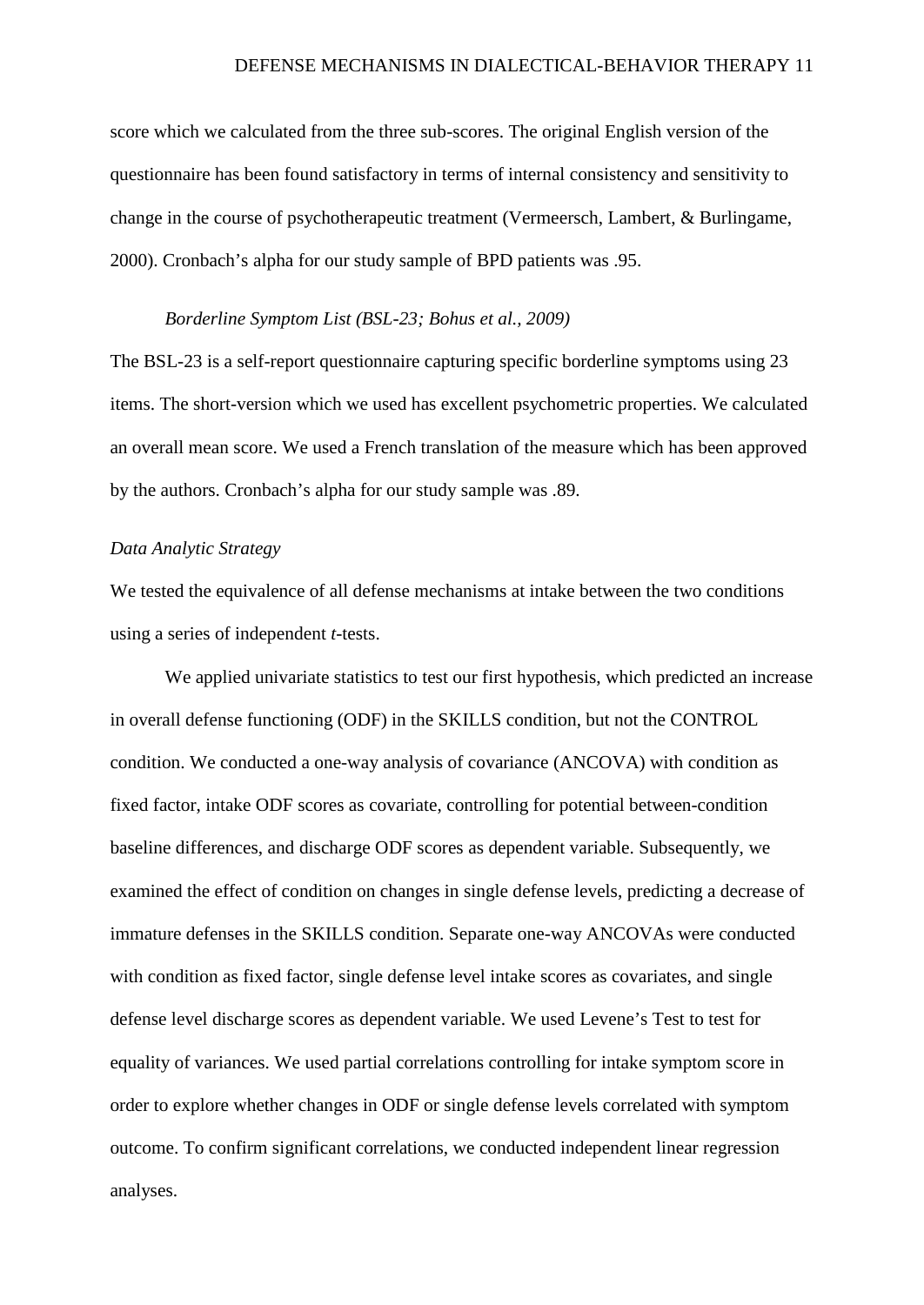score which we calculated from the three sub-scores. The original English version of the questionnaire has been found satisfactory in terms of internal consistency and sensitivity to change in the course of psychotherapeutic treatment (Vermeersch, Lambert, & Burlingame, 2000). Cronbach's alpha for our study sample of BPD patients was .95.

*Borderline Symptom List (BSL-23; Bohus et al., 2009)*

The BSL-23 is a self-report questionnaire capturing specific borderline symptoms using 23 items. The short-version which we used has excellent psychometric properties. We calculated an overall mean score. We used a French translation of the measure which has been approved by the authors. Cronbach's alpha for our study sample was .89.

*Data Analytic Strategy*

We tested the equivalence of all defense mechanisms at intake between the two conditions using a series of independent *t*-tests.

We applied univariate statistics to test our first hypothesis, which predicted an increase in overall defense functioning (ODF) in the SKILLS condition, but not the CONTROL condition. We conducted a one-way analysis of covariance (ANCOVA) with condition as fixed factor, intake ODF scores as covariate, controlling for potential between-condition baseline differences, and discharge ODF scores as dependent variable. Subsequently, we examined the effect of condition on changes in single defense levels, predicting a decrease of immature defenses in the SKILLS condition. Separate one-way ANCOVAs were conducted with condition as fixed factor, single defense level intake scores as covariates, and single defense level discharge scores as dependent variable. We used Levene's Test to test for equality of variances. We used partial correlations controlling for intake symptom score in order to explore whether changes in ODF or single defense levels correlated with symptom outcome. To confirm significant correlations, we conducted independent linear regression analyses.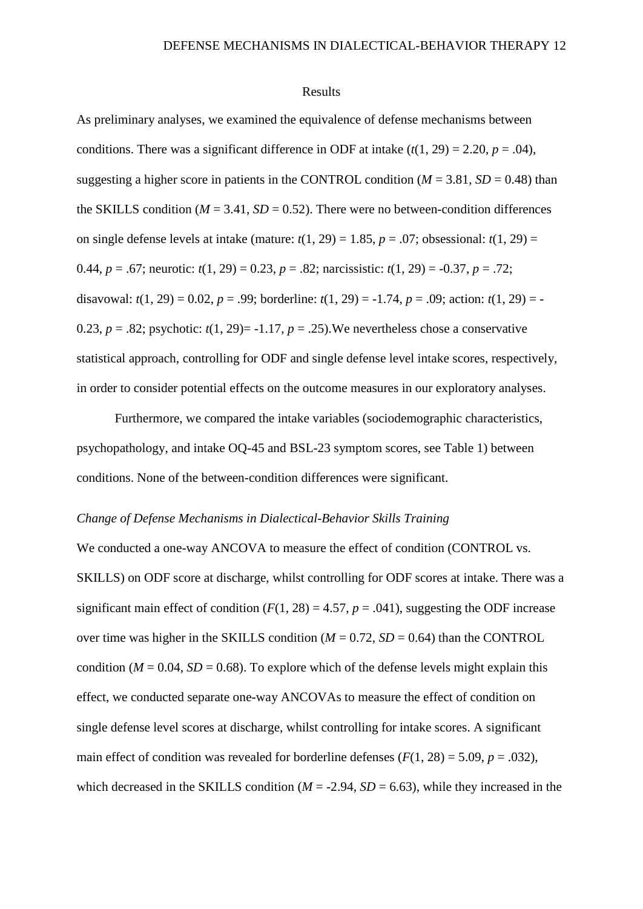## Results

As preliminary analyses, we examined the equivalence of defense mechanisms between conditions. There was a significant difference in ODF at intake ($t(1, 29) = 2.20$, $p = .04$), suggesting a higher score in patients in the CONTROL condition ($M = 3.81$, $SD = 0.48$) than the SKILLS condition ($M = 3.41$, $SD = 0.52$). There were no between-condition differences on single defense levels at intake (mature: $t(1, 29) = 1.85$, $p = .07$; obsessional: $t(1, 29) = 0.44$, $p = .67$; neurotic: $t(1, 29) = 0.23$, $p = .82$; narcissistic: $t(1, 29) = -0.37$, $p = .72$; disavowal: $t(1, 29) = 0.02$, $p = .99$; borderline: $t(1, 29) = -1.74$, $p = .09$; action: $t(1, 29) = -0.23$, $p = .82$; psychotic: $t(1, 29) = -1.17$, $p = .25$).We nevertheless chose a conservative statistical approach, controlling for ODF and single defense level intake scores, respectively, in order to consider potential effects on the outcome measures in our exploratory analyses.

Furthermore, we compared the intake variables (sociodemographic characteristics, psychopathology, and intake OQ-45 and BSL-23 symptom scores, see Table 1) between conditions. None of the between-condition differences were significant.

*Change of Defense Mechanisms in Dialectical-Behavior Skills Training*

We conducted a one-way ANCOVA to measure the effect of condition (CONTROL vs. SKILLS) on ODF score at discharge, whilst controlling for ODF scores at intake. There was a significant main effect of condition ($F(1, 28) = 4.57$, $p = .041$), suggesting the ODF increase over time was higher in the SKILLS condition ($M = 0.72$, $SD = 0.64$) than the CONTROL condition ($M = 0.04$, $SD = 0.68$). To explore which of the defense levels might explain this effect, we conducted separate one-way ANCOVAs to measure the effect of condition on single defense level scores at discharge, whilst controlling for intake scores. A significant main effect of condition was revealed for borderline defenses ($F(1, 28) = 5.09$, $p = .032$), which decreased in the SKILLS condition ($M = -2.94$, $SD = 6.63$), while they increased in the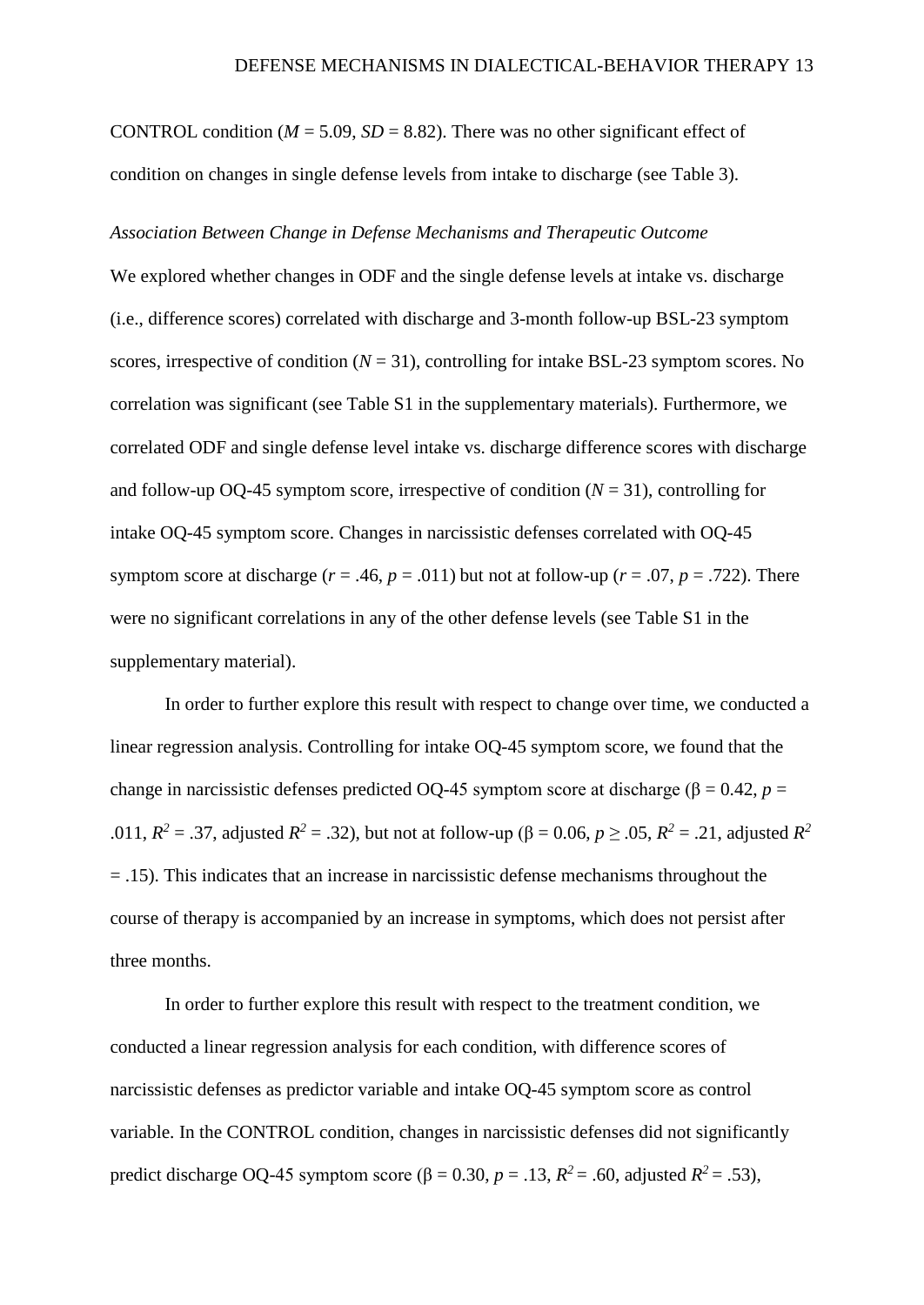CONTROL condition ($M$ = 5.09, $SD$ = 8.82). There was no other significant effect of condition on changes in single defense levels from intake to discharge (see Table 3).

### *Association Between Change in Defense Mechanisms and Therapeutic Outcome*

We explored whether changes in ODF and the single defense levels at intake vs. discharge (i.e., difference scores) correlated with discharge and 3-month follow-up BSL-23 symptom scores, irrespective of condition ($N$ = 31), controlling for intake BSL-23 symptom scores. No correlation was significant (see Table S1 in the supplementary materials). Furthermore, we correlated ODF and single defense level intake vs. discharge difference scores with discharge and follow-up OQ-45 symptom score, irrespective of condition ($N$ = 31), controlling for intake OQ-45 symptom score. Changes in narcissistic defenses correlated with OQ-45 symptom score at discharge ($r$ = .46, $p$ = .011) but not at follow-up ($r$ = .07, $p$ = .722). There were no significant correlations in any of the other defense levels (see Table S1 in the supplementary material).

In order to further explore this result with respect to change over time, we conducted a linear regression analysis. Controlling for intake OQ-45 symptom score, we found that the change in narcissistic defenses predicted OQ-45 symptom score at discharge ($\beta$ = 0.42, $p$ = .011, $R^2$ = .37, adjusted $R^2$ = .32), but not at follow-up ($\beta$ = 0.06, $p \geq .05$, $R^2$ = .21, adjusted $R^2$ = .15). This indicates that an increase in narcissistic defense mechanisms throughout the course of therapy is accompanied by an increase in symptoms, which does not persist after three months.

In order to further explore this result with respect to the treatment condition, we conducted a linear regression analysis for each condition, with difference scores of narcissistic defenses as predictor variable and intake OQ-45 symptom score as control variable. In the CONTROL condition, changes in narcissistic defenses did not significantly predict discharge OQ-45 symptom score ($\beta$ = 0.30, $p$ = .13, $R^2$ = .60, adjusted $R^2$ = .53),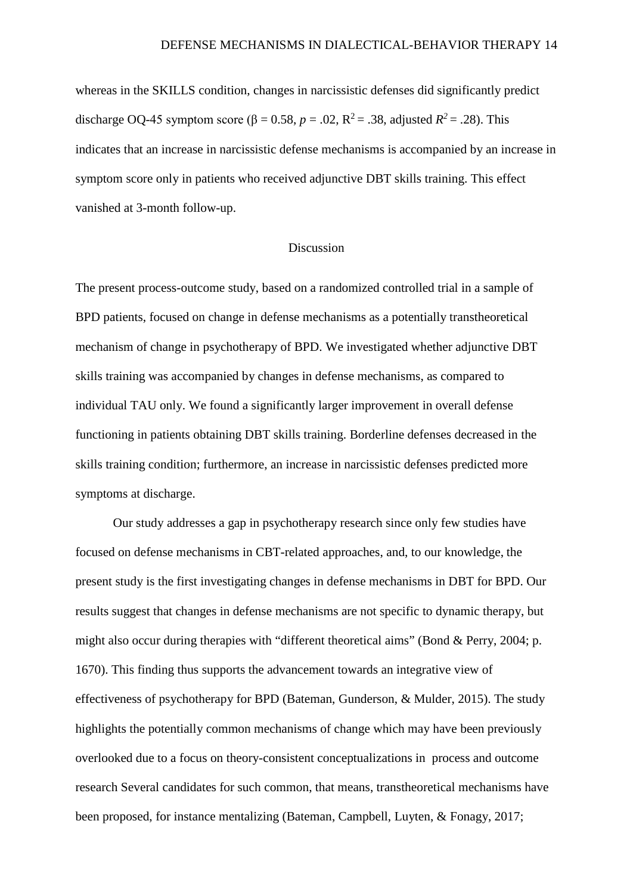whereas in the SKILLS condition, changes in narcissistic defenses did significantly predict discharge OQ-45 symptom score ($\beta = 0.58$, $p = .02$, $R^2 = .38$, adjusted $R^2 = .28$). This indicates that an increase in narcissistic defense mechanisms is accompanied by an increase in symptom score only in patients who received adjunctive DBT skills training. This effect vanished at 3-month follow-up.

## Discussion

The present process-outcome study, based on a randomized controlled trial in a sample of BPD patients, focused on change in defense mechanisms as a potentially transtheoretical mechanism of change in psychotherapy of BPD. We investigated whether adjunctive DBT skills training was accompanied by changes in defense mechanisms, as compared to individual TAU only. We found a significantly larger improvement in overall defense functioning in patients obtaining DBT skills training. Borderline defenses decreased in the skills training condition; furthermore, an increase in narcissistic defenses predicted more symptoms at discharge.

Our study addresses a gap in psychotherapy research since only few studies have focused on defense mechanisms in CBT-related approaches, and, to our knowledge, the present study is the first investigating changes in defense mechanisms in DBT for BPD. Our results suggest that changes in defense mechanisms are not specific to dynamic therapy, but might also occur during therapies with "different theoretical aims" (Bond & Perry, 2004; p. 1670). This finding thus supports the advancement towards an integrative view of effectiveness of psychotherapy for BPD (Bateman, Gunderson, & Mulder, 2015). The study highlights the potentially common mechanisms of change which may have been previously overlooked due to a focus on theory-consistent conceptualizations in process and outcome research Several candidates for such common, that means, transtheoretical mechanisms have been proposed, for instance mentalizing (Bateman, Campbell, Luyten, & Fonagy, 2017;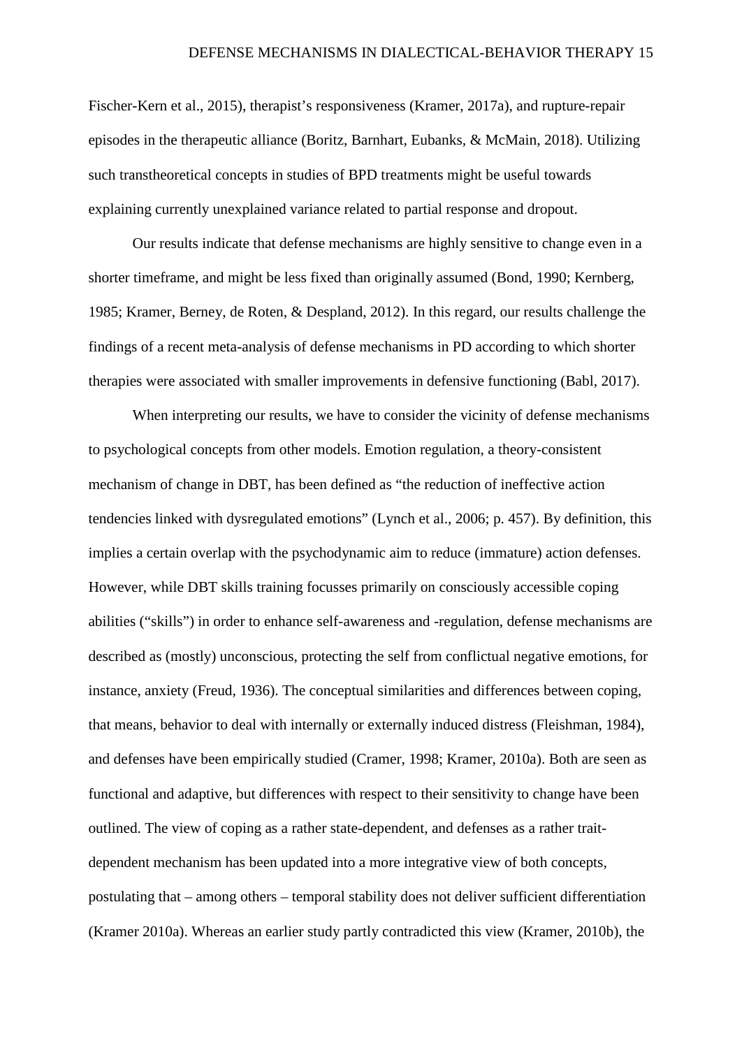Fischer-Kern et al., 2015), therapist's responsiveness (Kramer, 2017a), and rupture-repair episodes in the therapeutic alliance (Boritz, Barnhart, Eubanks, & McMain, 2018). Utilizing such transtheoretical concepts in studies of BPD treatments might be useful towards explaining currently unexplained variance related to partial response and dropout.

Our results indicate that defense mechanisms are highly sensitive to change even in a shorter timeframe, and might be less fixed than originally assumed (Bond, 1990; Kernberg, 1985; Kramer, Berney, de Roten, & Despland, 2012). In this regard, our results challenge the findings of a recent meta-analysis of defense mechanisms in PD according to which shorter therapies were associated with smaller improvements in defensive functioning (Babl, 2017).

When interpreting our results, we have to consider the vicinity of defense mechanisms to psychological concepts from other models. Emotion regulation, a theory-consistent mechanism of change in DBT, has been defined as "the reduction of ineffective action tendencies linked with dysregulated emotions" (Lynch et al., 2006; p. 457). By definition, this implies a certain overlap with the psychodynamic aim to reduce (immature) action defenses. However, while DBT skills training focusses primarily on consciously accessible coping abilities ("skills") in order to enhance self-awareness and -regulation, defense mechanisms are described as (mostly) unconscious, protecting the self from conflictual negative emotions, for instance, anxiety (Freud, 1936). The conceptual similarities and differences between coping, that means, behavior to deal with internally or externally induced distress (Fleishman, 1984), and defenses have been empirically studied (Cramer, 1998; Kramer, 2010a). Both are seen as functional and adaptive, but differences with respect to their sensitivity to change have been outlined. The view of coping as a rather state-dependent, and defenses as a rather trait-dependent mechanism has been updated into a more integrative view of both concepts, postulating that – among others – temporal stability does not deliver sufficient differentiation (Kramer 2010a). Whereas an earlier study partly contradicted this view (Kramer, 2010b), the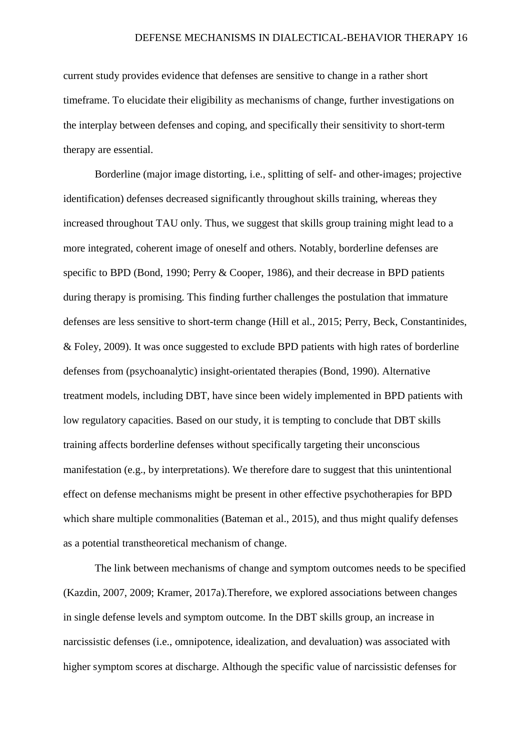current study provides evidence that defenses are sensitive to change in a rather short timeframe. To elucidate their eligibility as mechanisms of change, further investigations on the interplay between defenses and coping, and specifically their sensitivity to short-term therapy are essential.

Borderline (major image distorting, i.e., splitting of self- and other-images; projective identification) defenses decreased significantly throughout skills training, whereas they increased throughout TAU only. Thus, we suggest that skills group training might lead to a more integrated, coherent image of oneself and others. Notably, borderline defenses are specific to BPD (Bond, 1990; Perry & Cooper, 1986), and their decrease in BPD patients during therapy is promising. This finding further challenges the postulation that immature defenses are less sensitive to short-term change (Hill et al., 2015; Perry, Beck, Constantinides, & Foley, 2009). It was once suggested to exclude BPD patients with high rates of borderline defenses from (psychoanalytic) insight-orientated therapies (Bond, 1990). Alternative treatment models, including DBT, have since been widely implemented in BPD patients with low regulatory capacities. Based on our study, it is tempting to conclude that DBT skills training affects borderline defenses without specifically targeting their unconscious manifestation (e.g., by interpretations). We therefore dare to suggest that this unintentional effect on defense mechanisms might be present in other effective psychotherapies for BPD which share multiple commonalities (Bateman et al., 2015), and thus might qualify defenses as a potential transtheoretical mechanism of change.

The link between mechanisms of change and symptom outcomes needs to be specified (Kazdin, 2007, 2009; Kramer, 2017a).Therefore, we explored associations between changes in single defense levels and symptom outcome. In the DBT skills group, an increase in narcissistic defenses (i.e., omnipotence, idealization, and devaluation) was associated with higher symptom scores at discharge. Although the specific value of narcissistic defenses for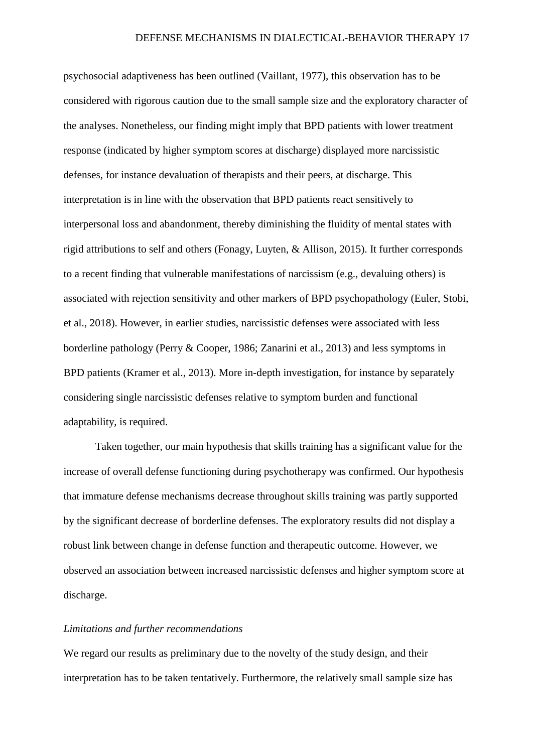psychosocial adaptiveness has been outlined (Vaillant, 1977), this observation has to be considered with rigorous caution due to the small sample size and the exploratory character of the analyses. Nonetheless, our finding might imply that BPD patients with lower treatment response (indicated by higher symptom scores at discharge) displayed more narcissistic defenses, for instance devaluation of therapists and their peers, at discharge. This interpretation is in line with the observation that BPD patients react sensitively to interpersonal loss and abandonment, thereby diminishing the fluidity of mental states with rigid attributions to self and others (Fonagy, Luyten, & Allison, 2015). It further corresponds to a recent finding that vulnerable manifestations of narcissism (e.g., devaluing others) is associated with rejection sensitivity and other markers of BPD psychopathology (Euler, Stobi, et al., 2018). However, in earlier studies, narcissistic defenses were associated with less borderline pathology (Perry & Cooper, 1986; Zanarini et al., 2013) and less symptoms in BPD patients (Kramer et al., 2013). More in-depth investigation, for instance by separately considering single narcissistic defenses relative to symptom burden and functional adaptability, is required.

Taken together, our main hypothesis that skills training has a significant value for the increase of overall defense functioning during psychotherapy was confirmed. Our hypothesis that immature defense mechanisms decrease throughout skills training was partly supported by the significant decrease of borderline defenses. The exploratory results did not display a robust link between change in defense function and therapeutic outcome. However, we observed an association between increased narcissistic defenses and higher symptom score at discharge.

*Limitations and further recommendations*

We regard our results as preliminary due to the novelty of the study design, and their interpretation has to be taken tentatively. Furthermore, the relatively small sample size has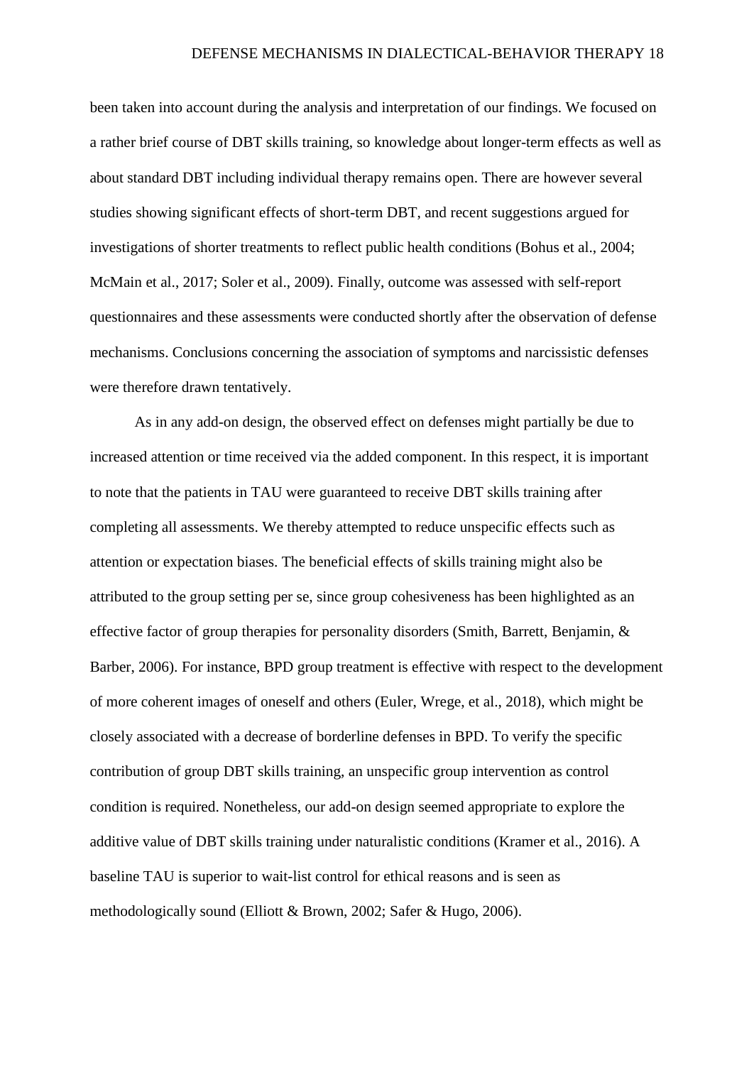been taken into account during the analysis and interpretation of our findings. We focused on a rather brief course of DBT skills training, so knowledge about longer-term effects as well as about standard DBT including individual therapy remains open. There are however several studies showing significant effects of short-term DBT, and recent suggestions argued for investigations of shorter treatments to reflect public health conditions (Bohus et al., 2004; McMain et al., 2017; Soler et al., 2009). Finally, outcome was assessed with self-report questionnaires and these assessments were conducted shortly after the observation of defense mechanisms. Conclusions concerning the association of symptoms and narcissistic defenses were therefore drawn tentatively.

As in any add-on design, the observed effect on defenses might partially be due to increased attention or time received via the added component. In this respect, it is important to note that the patients in TAU were guaranteed to receive DBT skills training after completing all assessments. We thereby attempted to reduce unspecific effects such as attention or expectation biases. The beneficial effects of skills training might also be attributed to the group setting per se, since group cohesiveness has been highlighted as an effective factor of group therapies for personality disorders (Smith, Barrett, Benjamin, & Barber, 2006). For instance, BPD group treatment is effective with respect to the development of more coherent images of oneself and others (Euler, Wrege, et al., 2018), which might be closely associated with a decrease of borderline defenses in BPD. To verify the specific contribution of group DBT skills training, an unspecific group intervention as control condition is required. Nonetheless, our add-on design seemed appropriate to explore the additive value of DBT skills training under naturalistic conditions (Kramer et al., 2016). A baseline TAU is superior to wait-list control for ethical reasons and is seen as methodologically sound (Elliott & Brown, 2002; Safer & Hugo, 2006).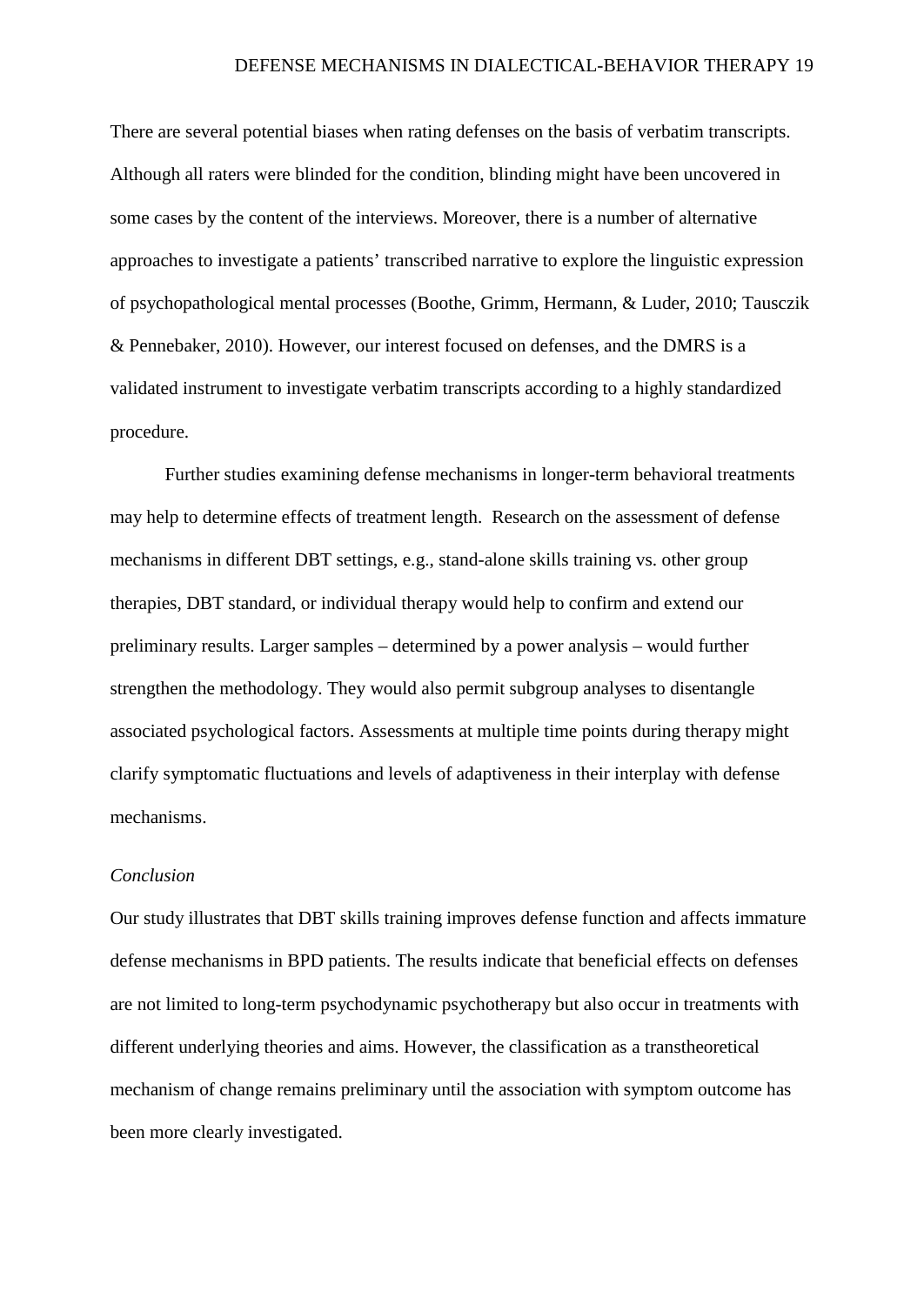There are several potential biases when rating defenses on the basis of verbatim transcripts. Although all raters were blinded for the condition, blinding might have been uncovered in some cases by the content of the interviews. Moreover, there is a number of alternative approaches to investigate a patients' transcribed narrative to explore the linguistic expression of psychopathological mental processes (Boothe, Grimm, Hermann, & Luder, 2010; Tausczik & Pennebaker, 2010). However, our interest focused on defenses, and the DMRS is a validated instrument to investigate verbatim transcripts according to a highly standardized procedure.

Further studies examining defense mechanisms in longer-term behavioral treatments may help to determine effects of treatment length. Research on the assessment of defense mechanisms in different DBT settings, e.g., stand-alone skills training vs. other group therapies, DBT standard, or individual therapy would help to confirm and extend our preliminary results. Larger samples – determined by a power analysis – would further strengthen the methodology. They would also permit subgroup analyses to disentangle associated psychological factors. Assessments at multiple time points during therapy might clarify symptomatic fluctuations and levels of adaptiveness in their interplay with defense mechanisms.

*Conclusion*

Our study illustrates that DBT skills training improves defense function and affects immature defense mechanisms in BPD patients. The results indicate that beneficial effects on defenses are not limited to long-term psychodynamic psychotherapy but also occur in treatments with different underlying theories and aims. However, the classification as a transtheoretical mechanism of change remains preliminary until the association with symptom outcome has been more clearly investigated.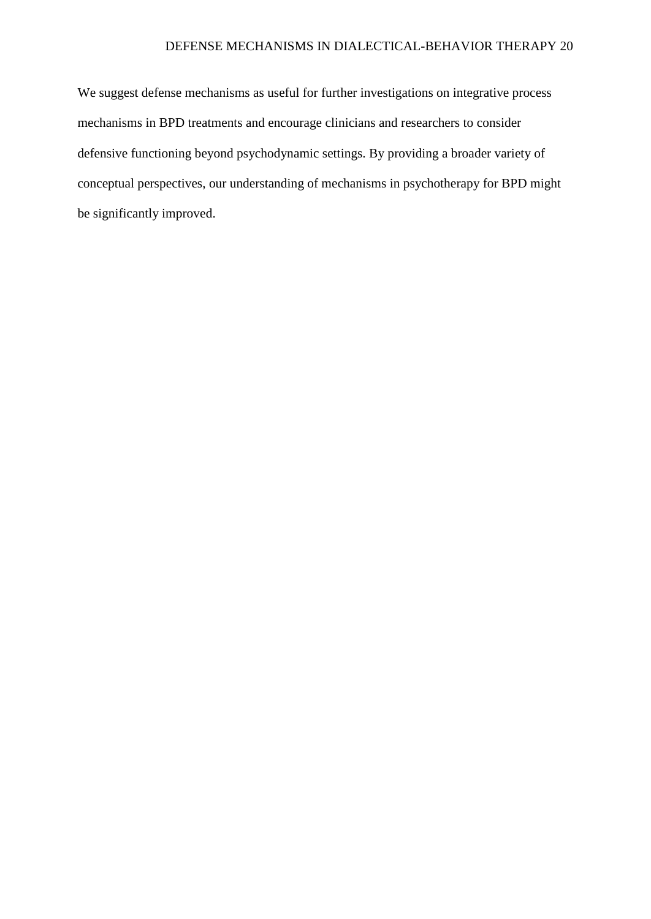We suggest defense mechanisms as useful for further investigations on integrative process mechanisms in BPD treatments and encourage clinicians and researchers to consider defensive functioning beyond psychodynamic settings. By providing a broader variety of conceptual perspectives, our understanding of mechanisms in psychotherapy for BPD might be significantly improved.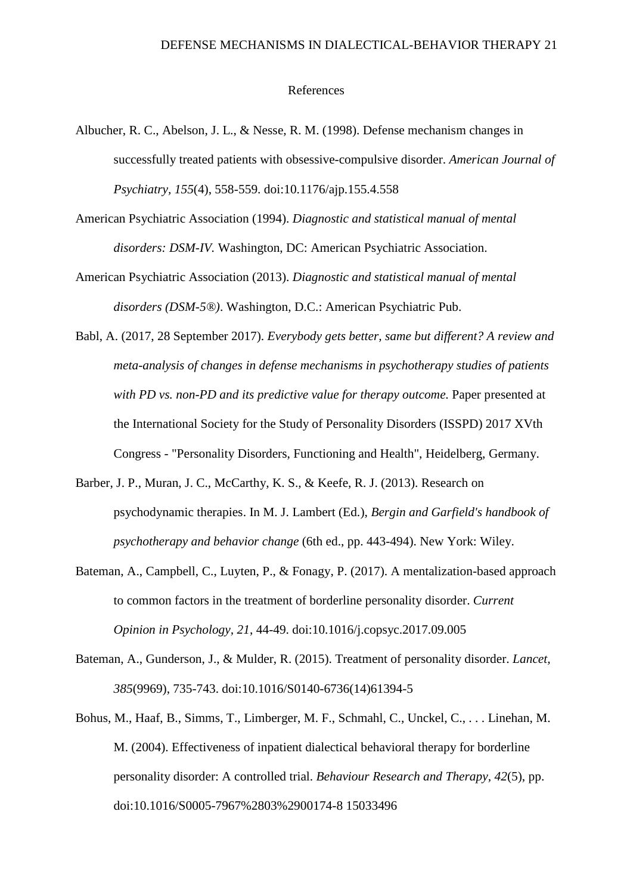# References

Albucher, R. C., Abelson, J. L., & Nesse, R. M. (1998). Defense mechanism changes in successfully treated patients with obsessive-compulsive disorder. *American Journal of Psychiatry, 155*(4), 558-559. doi:10.1176/ajp.155.4.558

American Psychiatric Association (1994). *Diagnostic and statistical manual of mental disorders: DSM-IV*. Washington, DC: American Psychiatric Association.

American Psychiatric Association (2013). *Diagnostic and statistical manual of mental disorders (DSM-5®)*. Washington, D.C.: American Psychiatric Pub.

Babl, A. (2017, 28 September 2017). *Everybody gets better, same but different? A review and meta-analysis of changes in defense mechanisms in psychotherapy studies of patients with PD vs. non-PD and its predictive value for therapy outcome.* Paper presented at the International Society for the Study of Personality Disorders (ISSPD) 2017 XVth Congress - "Personality Disorders, Functioning and Health", Heidelberg, Germany.

Barber, J. P., Muran, J. C., McCarthy, K. S., & Keefe, R. J. (2013). Research on psychodynamic therapies. In M. J. Lambert (Ed.), *Bergin and Garfield's handbook of psychotherapy and behavior change* (6th ed., pp. 443-494). New York: Wiley.

Bateman, A., Campbell, C., Luyten, P., & Fonagy, P. (2017). A mentalization-based approach to common factors in the treatment of borderline personality disorder. *Current Opinion in Psychology, 21*, 44-49. doi:10.1016/j.copsyc.2017.09.005

Bateman, A., Gunderson, J., & Mulder, R. (2015). Treatment of personality disorder. *Lancet, 385*(9969), 735-743. doi:10.1016/S0140-6736(14)61394-5

Bohus, M., Haaf, B., Simms, T., Limberger, M. F., Schmahl, C., Unckel, C., . . . Linehan, M. M. (2004). Effectiveness of inpatient dialectical behavioral therapy for borderline personality disorder: A controlled trial. *Behaviour Research and Therapy, 42*(5), pp. doi:10.1016/S0005-7967%2803%2900174-8 15033496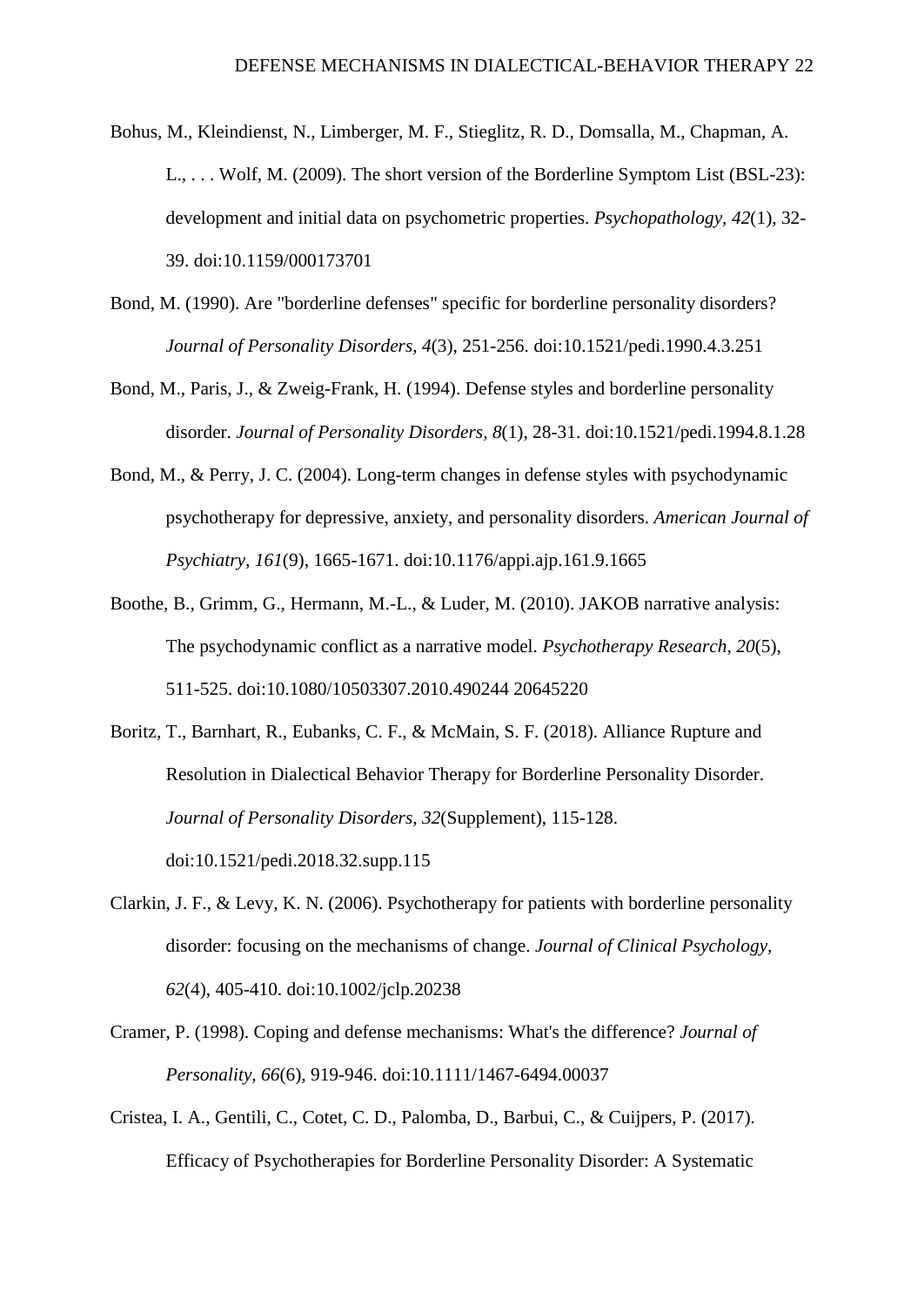Bohus, M., Kleindienst, N., Limberger, M. F., Stieglitz, R. D., Domsalla, M., Chapman, A. L., . . . Wolf, M. (2009). The short version of the Borderline Symptom List (BSL-23): development and initial data on psychometric properties. *Psychopathology, 42*(1), 32-39. doi:10.1159/000173701

Bond, M. (1990). Are "borderline defenses" specific for borderline personality disorders? *Journal of Personality Disorders, 4*(3), 251-256. doi:10.1521/pedi.1990.4.3.251

Bond, M., Paris, J., & Zweig-Frank, H. (1994). Defense styles and borderline personality disorder. *Journal of Personality Disorders, 8*(1), 28-31. doi:10.1521/pedi.1994.8.1.28

Bond, M., & Perry, J. C. (2004). Long-term changes in defense styles with psychodynamic psychotherapy for depressive, anxiety, and personality disorders. *American Journal of Psychiatry, 161*(9), 1665-1671. doi:10.1176/appi.ajp.161.9.1665

Boothe, B., Grimm, G., Hermann, M.-L., & Luder, M. (2010). JAKOB narrative analysis: The psychodynamic conflict as a narrative model. *Psychotherapy Research, 20*(5), 511-525. doi:10.1080/10503307.2010.490244 20645220

Boritz, T., Barnhart, R., Eubanks, C. F., & McMain, S. F. (2018). Alliance Rupture and Resolution in Dialectical Behavior Therapy for Borderline Personality Disorder. *Journal of Personality Disorders, 32*(Supplement), 115-128. doi:10.1521/pedi.2018.32.supp.115

Clarkin, J. F., & Levy, K. N. (2006). Psychotherapy for patients with borderline personality disorder: focusing on the mechanisms of change. *Journal of Clinical Psychology, 62*(4), 405-410. doi:10.1002/jclp.20238

Cramer, P. (1998). Coping and defense mechanisms: What's the difference? *Journal of Personality, 66*(6), 919-946. doi:10.1111/1467-6494.00037

Cristea, I. A., Gentili, C., Cotet, C. D., Palomba, D., Barbui, C., & Cuijpers, P. (2017). Efficacy of Psychotherapies for Borderline Personality Disorder: A Systematic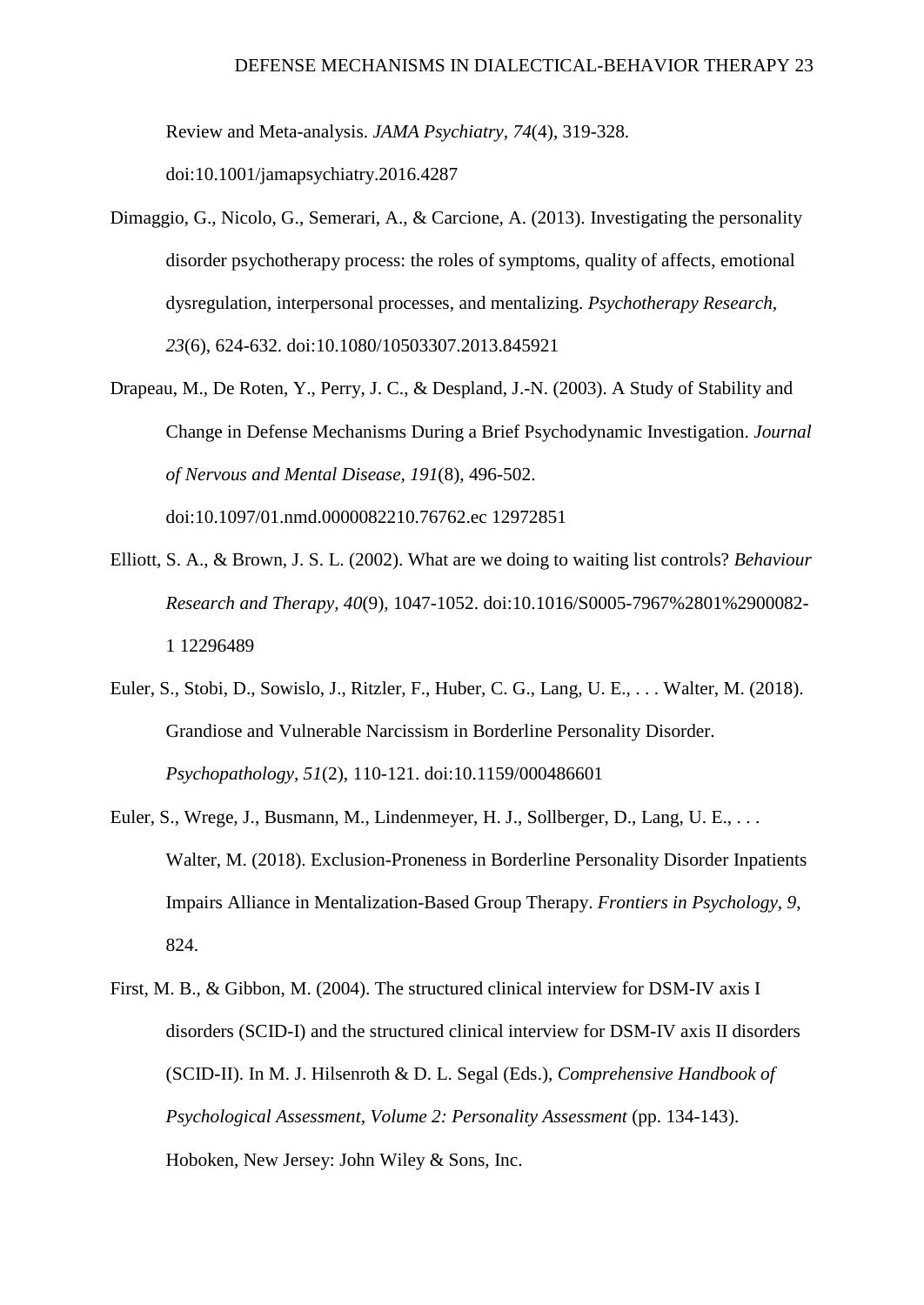Review and Meta-analysis. *JAMA Psychiatry, 74*(4), 319-328. doi:10.1001/jamapsychiatry.2016.4287

Dimaggio, G., Nicolo, G., Semerari, A., & Carcione, A. (2013). Investigating the personality disorder psychotherapy process: the roles of symptoms, quality of affects, emotional dysregulation, interpersonal processes, and mentalizing. *Psychotherapy Research, 23*(6), 624-632. doi:10.1080/10503307.2013.845921

Drapeau, M., De Roten, Y., Perry, J. C., & Despland, J.-N. (2003). A Study of Stability and Change in Defense Mechanisms During a Brief Psychodynamic Investigation. *Journal of Nervous and Mental Disease, 191*(8), 496-502. doi:10.1097/01.nmd.0000082210.76762.ec 12972851

Elliott, S. A., & Brown, J. S. L. (2002). What are we doing to waiting list controls? *Behaviour Research and Therapy, 40*(9), 1047-1052. doi:10.1016/S0005-7967%2801%2900082-1 12296489

Euler, S., Stobi, D., Sowislo, J., Ritzler, F., Huber, C. G., Lang, U. E., . . . Walter, M. (2018). Grandiose and Vulnerable Narcissism in Borderline Personality Disorder. *Psychopathology, 51*(2), 110-121. doi:10.1159/000486601

Euler, S., Wrege, J., Busmann, M., Lindenmeyer, H. J., Sollberger, D., Lang, U. E., . . . Walter, M. (2018). Exclusion-Proneness in Borderline Personality Disorder Inpatients Impairs Alliance in Mentalization-Based Group Therapy. *Frontiers in Psychology, 9*, 824.

First, M. B., & Gibbon, M. (2004). The structured clinical interview for DSM-IV axis I disorders (SCID-I) and the structured clinical interview for DSM-IV axis II disorders (SCID-II). In M. J. Hilsenroth & D. L. Segal (Eds.), *Comprehensive Handbook of Psychological Assessment, Volume 2: Personality Assessment* (pp. 134-143). Hoboken, New Jersey: John Wiley & Sons, Inc.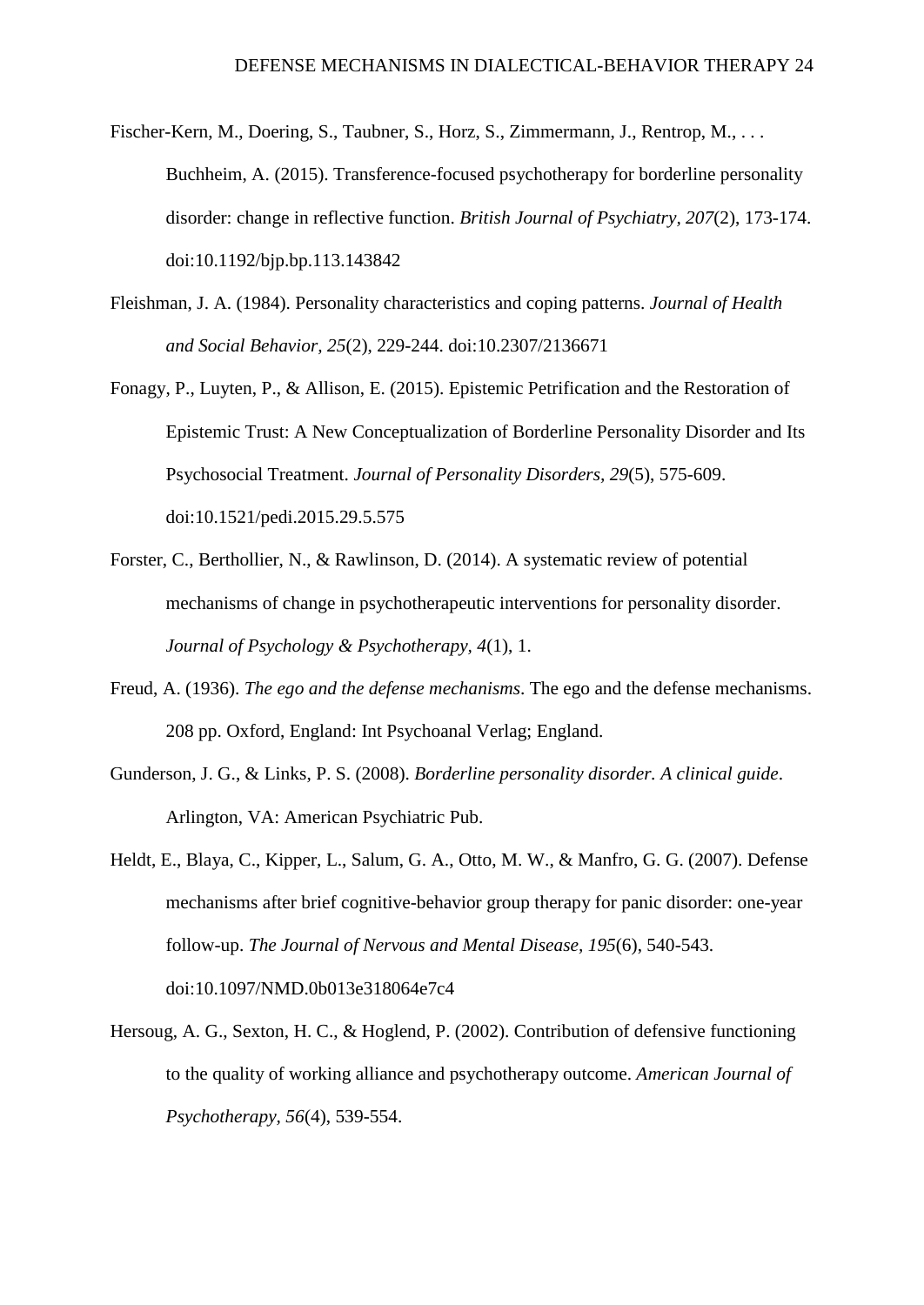Fischer-Kern, M., Doering, S., Taubner, S., Horz, S., Zimmermann, J., Rentrop, M., . . . Buchheim, A. (2015). Transference-focused psychotherapy for borderline personality disorder: change in reflective function. *British Journal of Psychiatry, 207*(2), 173-174. doi:10.1192/bjp.bp.113.143842

Fleishman, J. A. (1984). Personality characteristics and coping patterns. *Journal of Health and Social Behavior, 25*(2), 229-244. doi:10.2307/2136671

Fonagy, P., Luyten, P., & Allison, E. (2015). Epistemic Petrification and the Restoration of Epistemic Trust: A New Conceptualization of Borderline Personality Disorder and Its Psychosocial Treatment. *Journal of Personality Disorders, 29*(5), 575-609. doi:10.1521/pedi.2015.29.5.575

Forster, C., Berthollier, N., & Rawlinson, D. (2014). A systematic review of potential mechanisms of change in psychotherapeutic interventions for personality disorder. *Journal of Psychology & Psychotherapy, 4*(1), 1.

Freud, A. (1936). *The ego and the defense mechanisms*. The ego and the defense mechanisms. 208 pp. Oxford, England: Int Psychoanal Verlag; England.

Gunderson, J. G., & Links, P. S. (2008). *Borderline personality disorder. A clinical guide*. Arlington, VA: American Psychiatric Pub.

Heldt, E., Blaya, C., Kipper, L., Salum, G. A., Otto, M. W., & Manfro, G. G. (2007). Defense mechanisms after brief cognitive-behavior group therapy for panic disorder: one-year follow-up. *The Journal of Nervous and Mental Disease, 195*(6), 540-543. doi:10.1097/NMD.0b013e318064e7c4

Hersoug, A. G., Sexton, H. C., & Hoglend, P. (2002). Contribution of defensive functioning to the quality of working alliance and psychotherapy outcome. *American Journal of Psychotherapy, 56*(4), 539-554.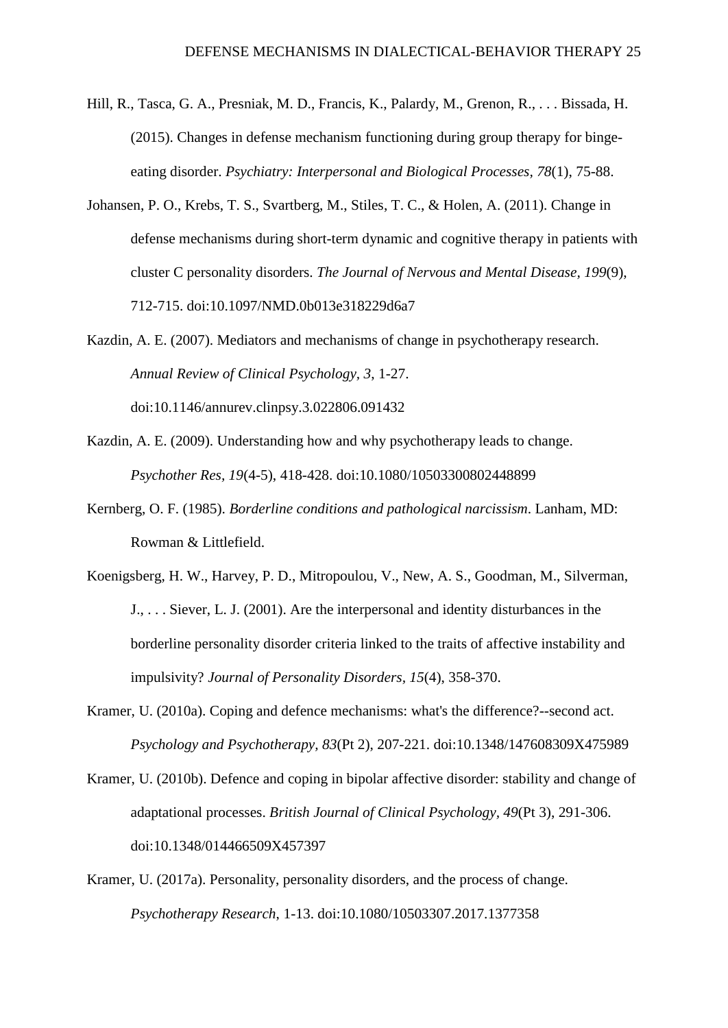Hill, R., Tasca, G. A., Presniak, M. D., Francis, K., Palardy, M., Grenon, R., . . . Bissada, H. (2015). Changes in defense mechanism functioning during group therapy for binge-eating disorder. *Psychiatry: Interpersonal and Biological Processes, 78*(1), 75-88.

Johansen, P. O., Krebs, T. S., Svartberg, M., Stiles, T. C., & Holen, A. (2011). Change in defense mechanisms during short-term dynamic and cognitive therapy in patients with cluster C personality disorders. *The Journal of Nervous and Mental Disease, 199*(9), 712-715. doi:10.1097/NMD.0b013e318229d6a7

Kazdin, A. E. (2007). Mediators and mechanisms of change in psychotherapy research. *Annual Review of Clinical Psychology, 3*, 1-27. doi:10.1146/annurev.clinpsy.3.022806.091432

Kazdin, A. E. (2009). Understanding how and why psychotherapy leads to change. *Psychother Res, 19*(4-5), 418-428. doi:10.1080/10503300802448899

Kernberg, O. F. (1985). *Borderline conditions and pathological narcissism*. Lanham, MD: Rowman & Littlefield.

Koenigsberg, H. W., Harvey, P. D., Mitropoulou, V., New, A. S., Goodman, M., Silverman, J., . . . Siever, L. J. (2001). Are the interpersonal and identity disturbances in the borderline personality disorder criteria linked to the traits of affective instability and impulsivity? *Journal of Personality Disorders, 15*(4), 358-370.

Kramer, U. (2010a). Coping and defence mechanisms: what's the difference?--second act. *Psychology and Psychotherapy, 83*(Pt 2), 207-221. doi:10.1348/147608309X475989

Kramer, U. (2010b). Defence and coping in bipolar affective disorder: stability and change of adaptational processes. *British Journal of Clinical Psychology, 49*(Pt 3), 291-306. doi:10.1348/014466509X457397

Kramer, U. (2017a). Personality, personality disorders, and the process of change. *Psychotherapy Research*, 1-13. doi:10.1080/10503307.2017.1377358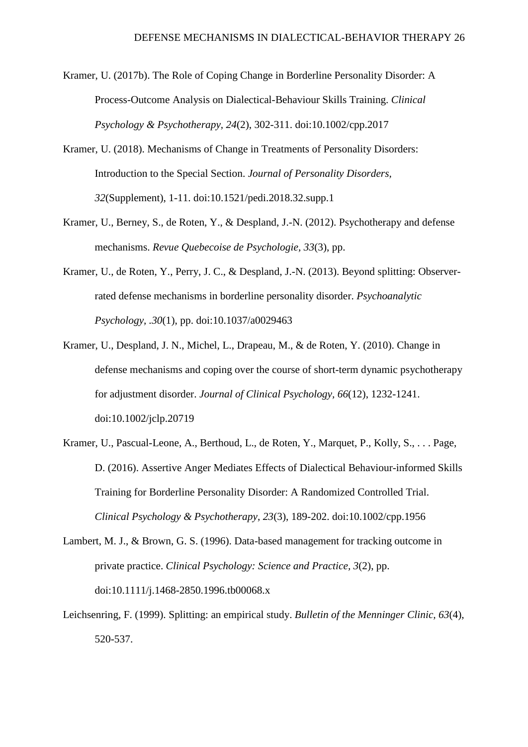Kramer, U. (2017b). The Role of Coping Change in Borderline Personality Disorder: A Process-Outcome Analysis on Dialectical-Behaviour Skills Training. *Clinical Psychology & Psychotherapy*, *24*(2), 302-311. doi:10.1002/cpp.2017

Kramer, U. (2018). Mechanisms of Change in Treatments of Personality Disorders: Introduction to the Special Section. *Journal of Personality Disorders*, *32*(Supplement), 1-11. doi:10.1521/pedi.2018.32.supp.1

Kramer, U., Berney, S., de Roten, Y., & Despland, J.-N. (2012). Psychotherapy and defense mechanisms. *Revue Quebecoise de Psychologie*, *33*(3), pp.

Kramer, U., de Roten, Y., Perry, J. C., & Despland, J.-N. (2013). Beyond splitting: Observer-rated defense mechanisms in borderline personality disorder. *Psychoanalytic Psychology*, .*30*(1), pp. doi:10.1037/a0029463

Kramer, U., Despland, J. N., Michel, L., Drapeau, M., & de Roten, Y. (2010). Change in defense mechanisms and coping over the course of short-term dynamic psychotherapy for adjustment disorder. *Journal of Clinical Psychology*, *66*(12), 1232-1241. doi:10.1002/jclp.20719

Kramer, U., Pascual-Leone, A., Berthoud, L., de Roten, Y., Marquet, P., Kolly, S., . . . Page, D. (2016). Assertive Anger Mediates Effects of Dialectical Behaviour-informed Skills Training for Borderline Personality Disorder: A Randomized Controlled Trial. *Clinical Psychology & Psychotherapy*, *23*(3), 189-202. doi:10.1002/cpp.1956

Lambert, M. J., & Brown, G. S. (1996). Data-based management for tracking outcome in private practice. *Clinical Psychology: Science and Practice*, *3*(2), pp. doi:10.1111/j.1468-2850.1996.tb00068.x

Leichsenring, F. (1999). Splitting: an empirical study. *Bulletin of the Menninger Clinic*, *63*(4), 520-537.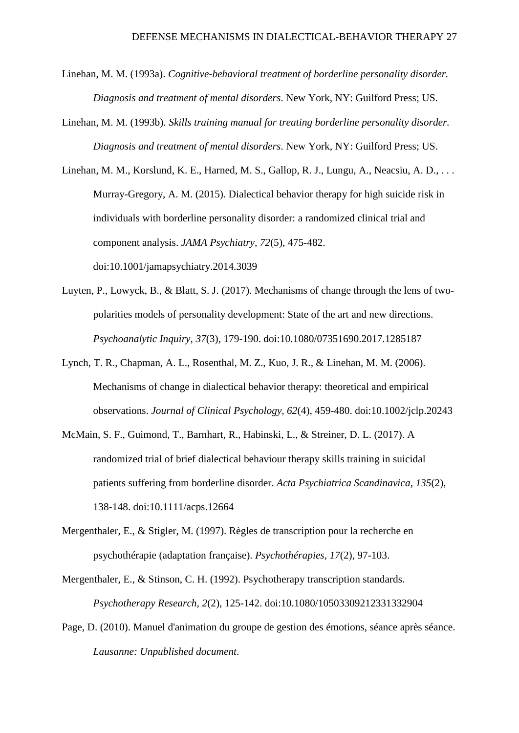Linehan, M. M. (1993a). *Cognitive-behavioral treatment of borderline personality disorder. Diagnosis and treatment of mental disorders*. New York, NY: Guilford Press; US.

Linehan, M. M. (1993b). *Skills training manual for treating borderline personality disorder. Diagnosis and treatment of mental disorders*. New York, NY: Guilford Press; US.

Linehan, M. M., Korslund, K. E., Harned, M. S., Gallop, R. J., Lungu, A., Neacsiu, A. D., . . . Murray-Gregory, A. M. (2015). Dialectical behavior therapy for high suicide risk in individuals with borderline personality disorder: a randomized clinical trial and component analysis. *JAMA Psychiatry, 72*(5), 475-482. doi:10.1001/jamapsychiatry.2014.3039

Luyten, P., Lowyck, B., & Blatt, S. J. (2017). Mechanisms of change through the lens of two-polarities models of personality development: State of the art and new directions. *Psychoanalytic Inquiry, 37*(3), 179-190. doi:10.1080/07351690.2017.1285187

Lynch, T. R., Chapman, A. L., Rosenthal, M. Z., Kuo, J. R., & Linehan, M. M. (2006). Mechanisms of change in dialectical behavior therapy: theoretical and empirical observations. *Journal of Clinical Psychology, 62*(4), 459-480. doi:10.1002/jclp.20243

McMain, S. F., Guimond, T., Barnhart, R., Habinski, L., & Streiner, D. L. (2017). A randomized trial of brief dialectical behaviour therapy skills training in suicidal patients suffering from borderline disorder. *Acta Psychiatrica Scandinavica, 135*(2), 138-148. doi:10.1111/acps.12664

Mergenthaler, E., & Stigler, M. (1997). Règles de transcription pour la recherche en psychothérapie (adaptation française). *Psychothérapies, 17*(2), 97-103.

Mergenthaler, E., & Stinson, C. H. (1992). Psychotherapy transcription standards. *Psychotherapy Research, 2*(2), 125-142. doi:10.1080/10503309212331332904

Page, D. (2010). Manuel d'animation du groupe de gestion des émotions, séance après séance. *Lausanne: Unpublished document*.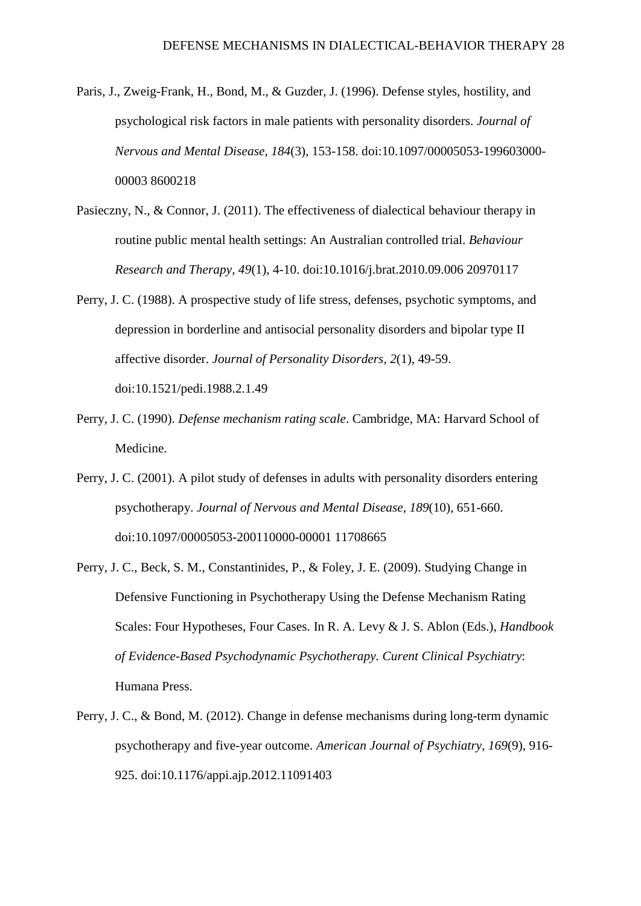Paris, J., Zweig-Frank, H., Bond, M., & Guzder, J. (1996). Defense styles, hostility, and psychological risk factors in male patients with personality disorders. *Journal of Nervous and Mental Disease, 184*(3), 153-158. doi:10.1097/00005053-199603000-00003 8600218

Pasieczny, N., & Connor, J. (2011). The effectiveness of dialectical behaviour therapy in routine public mental health settings: An Australian controlled trial. *Behaviour Research and Therapy, 49*(1), 4-10. doi:10.1016/j.brat.2010.09.006 20970117

Perry, J. C. (1988). A prospective study of life stress, defenses, psychotic symptoms, and depression in borderline and antisocial personality disorders and bipolar type II affective disorder. *Journal of Personality Disorders, 2*(1), 49-59. doi:10.1521/pedi.1988.2.1.49

Perry, J. C. (1990). *Defense mechanism rating scale*. Cambridge, MA: Harvard School of Medicine.

Perry, J. C. (2001). A pilot study of defenses in adults with personality disorders entering psychotherapy. *Journal of Nervous and Mental Disease, 189*(10), 651-660. doi:10.1097/00005053-200110000-00001 11708665

Perry, J. C., Beck, S. M., Constantinides, P., & Foley, J. E. (2009). Studying Change in Defensive Functioning in Psychotherapy Using the Defense Mechanism Rating Scales: Four Hypotheses, Four Cases. In R. A. Levy & J. S. Ablon (Eds.), *Handbook of Evidence-Based Psychodynamic Psychotherapy. Curent Clinical Psychiatry*: Humana Press.

Perry, J. C., & Bond, M. (2012). Change in defense mechanisms during long-term dynamic psychotherapy and five-year outcome. *American Journal of Psychiatry, 169*(9), 916-925. doi:10.1176/appi.ajp.2012.11091403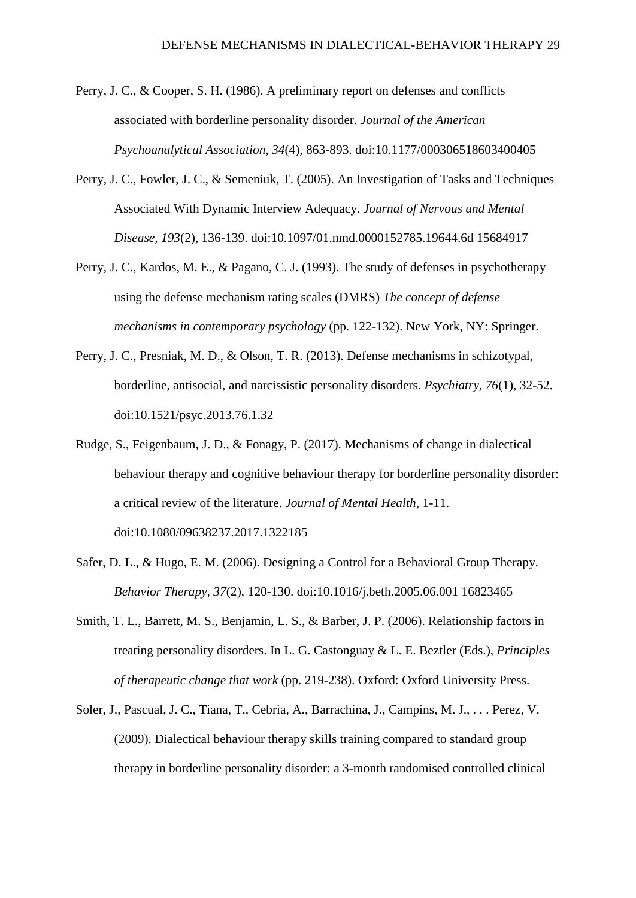Perry, J. C., & Cooper, S. H. (1986). A preliminary report on defenses and conflicts associated with borderline personality disorder. *Journal of the American Psychoanalytical Association, 34*(4), 863-893. doi:10.1177/000306518603400405

Perry, J. C., Fowler, J. C., & Semeniuk, T. (2005). An Investigation of Tasks and Techniques Associated With Dynamic Interview Adequacy. *Journal of Nervous and Mental Disease, 193*(2), 136-139. doi:10.1097/01.nmd.0000152785.19644.6d 15684917

Perry, J. C., Kardos, M. E., & Pagano, C. J. (1993). The study of defenses in psychotherapy using the defense mechanism rating scales (DMRS) *The concept of defense mechanisms in contemporary psychology* (pp. 122-132). New York, NY: Springer.

Perry, J. C., Presniak, M. D., & Olson, T. R. (2013). Defense mechanisms in schizotypal, borderline, antisocial, and narcissistic personality disorders. *Psychiatry, 76*(1), 32-52. doi:10.1521/psyc.2013.76.1.32

Rudge, S., Feigenbaum, J. D., & Fonagy, P. (2017). Mechanisms of change in dialectical behaviour therapy and cognitive behaviour therapy for borderline personality disorder: a critical review of the literature. *Journal of Mental Health*, 1-11. doi:10.1080/09638237.2017.1322185

Safer, D. L., & Hugo, E. M. (2006). Designing a Control for a Behavioral Group Therapy. *Behavior Therapy, 37*(2), 120-130. doi:10.1016/j.beth.2005.06.001 16823465

Smith, T. L., Barrett, M. S., Benjamin, L. S., & Barber, J. P. (2006). Relationship factors in treating personality disorders. In L. G. Castonguay & L. E. Beztler (Eds.), *Principles of therapeutic change that work* (pp. 219-238). Oxford: Oxford University Press.

Soler, J., Pascual, J. C., Tiana, T., Cebria, A., Barrachina, J., Campins, M. J., . . . Perez, V. (2009). Dialectical behaviour therapy skills training compared to standard group therapy in borderline personality disorder: a 3-month randomised controlled clinical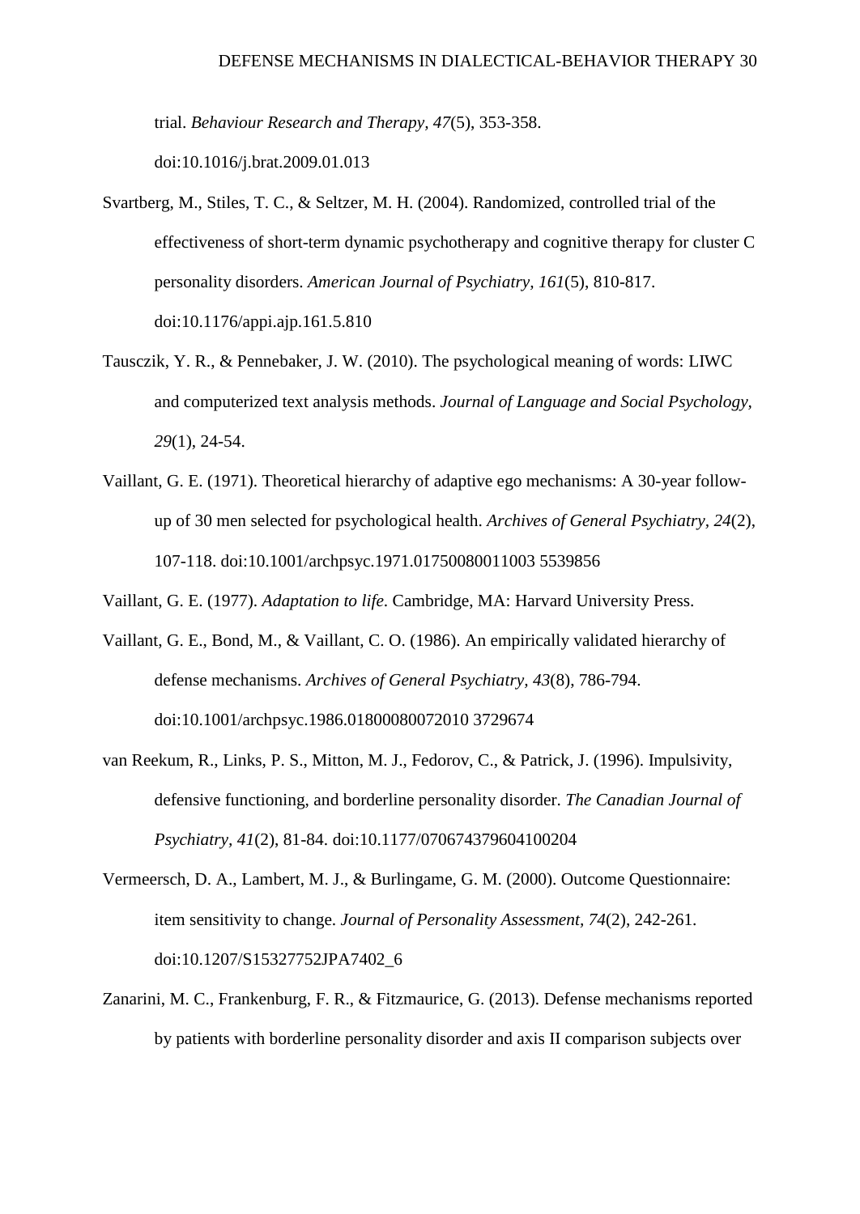trial. *Behaviour Research and Therapy, 47*(5), 353-358. doi:10.1016/j.brat.2009.01.013

Svartberg, M., Stiles, T. C., & Seltzer, M. H. (2004). Randomized, controlled trial of the effectiveness of short-term dynamic psychotherapy and cognitive therapy for cluster C personality disorders. *American Journal of Psychiatry, 161*(5), 810-817. doi:10.1176/appi.ajp.161.5.810

Tausczik, Y. R., & Pennebaker, J. W. (2010). The psychological meaning of words: LIWC and computerized text analysis methods. *Journal of Language and Social Psychology, 29*(1), 24-54.

Vaillant, G. E. (1971). Theoretical hierarchy of adaptive ego mechanisms: A 30-year follow-up of 30 men selected for psychological health. *Archives of General Psychiatry, 24*(2), 107-118. doi:10.1001/archpsyc.1971.01750080011003 5539856

Vaillant, G. E. (1977). *Adaptation to life.* Cambridge, MA: Harvard University Press.

Vaillant, G. E., Bond, M., & Vaillant, C. O. (1986). An empirically validated hierarchy of defense mechanisms. *Archives of General Psychiatry, 43*(8), 786-794. doi:10.1001/archpsyc.1986.01800080072010 3729674

van Reekum, R., Links, P. S., Mitton, M. J., Fedorov, C., & Patrick, J. (1996). Impulsivity, defensive functioning, and borderline personality disorder. *The Canadian Journal of Psychiatry, 41*(2), 81-84. doi:10.1177/070674379604100204

Vermeersch, D. A., Lambert, M. J., & Burlingame, G. M. (2000). Outcome Questionnaire: item sensitivity to change. *Journal of Personality Assessment, 74*(2), 242-261. doi:10.1207/S15327752JPA7402_6

Zanarini, M. C., Frankenburg, F. R., & Fitzmaurice, G. (2013). Defense mechanisms reported by patients with borderline personality disorder and axis II comparison subjects over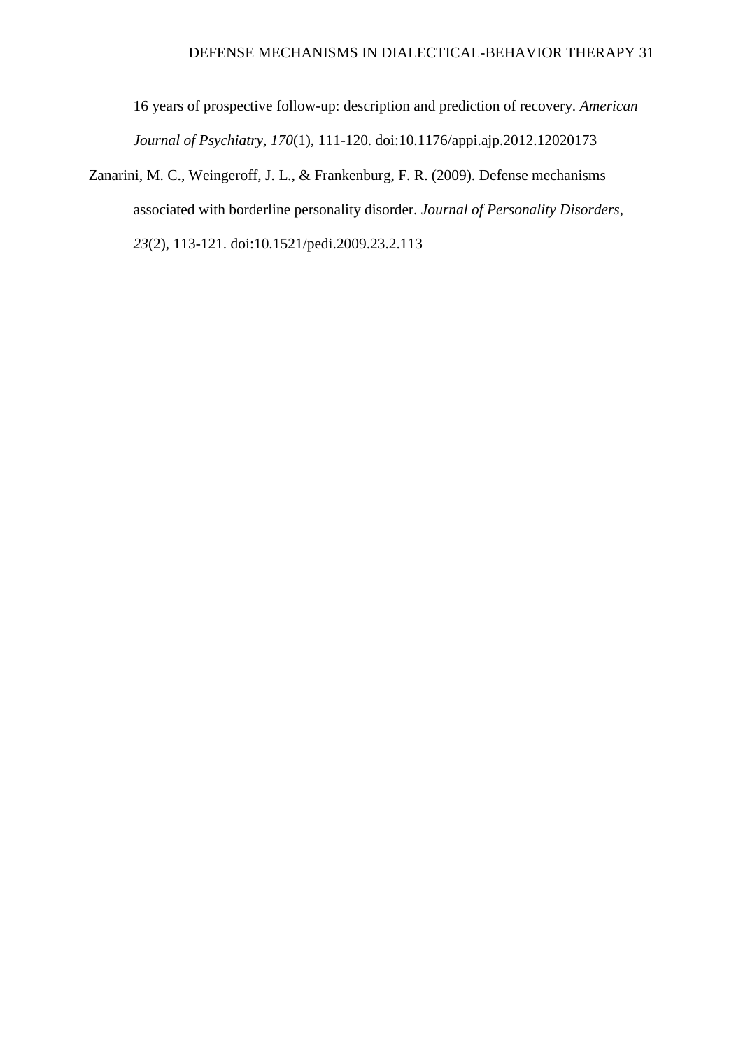16 years of prospective follow-up: description and prediction of recovery. *American Journal of Psychiatry, 170*(1), 111-120. doi:10.1176/appi.ajp.2012.12020173

Zanarini, M. C., Weingeroff, J. L., & Frankenburg, F. R. (2009). Defense mechanisms associated with borderline personality disorder. *Journal of Personality Disorders, 23*(2), 113-121. doi:10.1521/pedi.2009.23.2.113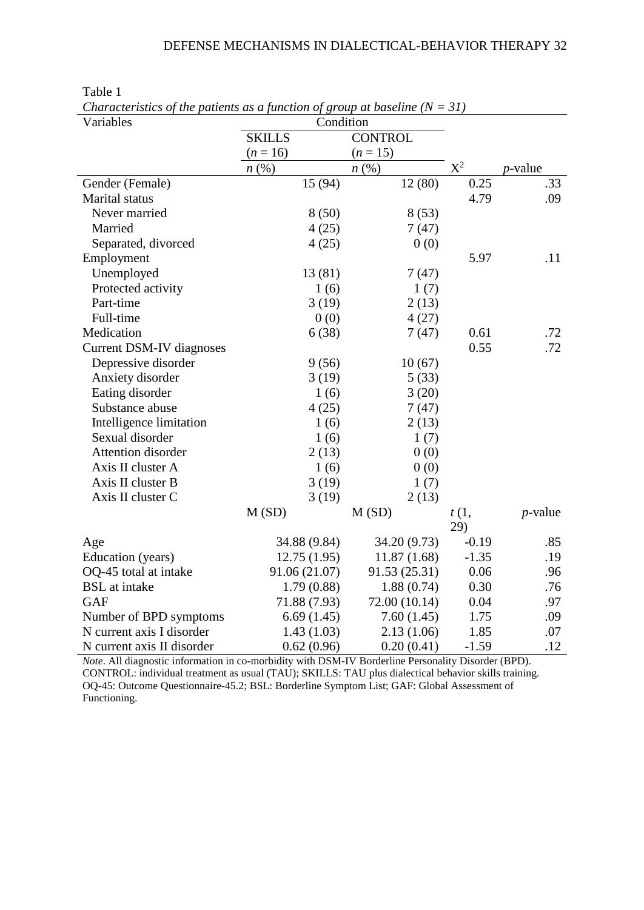Table 1

*Characteristics of the patients as a function of group at baseline (N = 31)*

| Variables | Condition | | | |
|---|---|---|---|---|
| | SKILLS ($n$ = 16) | CONTROL ($n$ = 15) | | |
| | $n$ (%) | $n$ (%) | $X^2$ | $p$-value |
| Gender (Female) | 15 (94) | 12 (80) | 0.25 | .33 |
| Marital status | | | 4.79 | .09 |
| Never married | 8 (50) | 8 (53) | | |
| Married | 4 (25) | 7 (47) | | |
| Separated, divorced | 4 (25) | 0 (0) | | |
| Employment | | | 5.97 | .11 |
| Unemployed | 13 (81) | 7 (47) | | |
| Protected activity | 1 (6) | 1 (7) | | |
| Part-time | 3 (19) | 2 (13) | | |
| Full-time | 0 (0) | 4 (27) | | |
| Medication | 6 (38) | 7 (47) | 0.61 | .72 |
| Current DSM-IV diagnoses | | | 0.55 | .72 |
| Depressive disorder | 9 (56) | 10 (67) | | |
| Anxiety disorder | 3 (19) | 5 (33) | | |
| Eating disorder | 1 (6) | 3 (20) | | |
| Substance abuse | 4 (25) | 7 (47) | | |
| Intelligence limitation | 1 (6) | 2 (13) | | |
| Sexual disorder | 1 (6) | 1 (7) | | |
| Attention disorder | 2 (13) | 0 (0) | | |
| Axis II cluster A | 1 (6) | 0 (0) | | |
| Axis II cluster B | 3 (19) | 1 (7) | | |
| Axis II cluster C | 3 (19) | 2 (13) | | |
| | M (SD) | M (SD) | $t$ (1, 29) | $p$-value |
| Age | 34.88 (9.84) | 34.20 (9.73) | -0.19 | .85 |
| Education (years) | 12.75 (1.95) | 11.87 (1.68) | -1.35 | .19 |
| OQ-45 total at intake | 91.06 (21.07) | 91.53 (25.31) | 0.06 | .96 |
| BSL at intake | 1.79 (0.88) | 1.88 (0.74) | 0.30 | .76 |
| GAF | 71.88 (7.93) | 72.00 (10.14) | 0.04 | .97 |
| Number of BPD symptoms | 6.69 (1.45) | 7.60 (1.45) | 1.75 | .09 |
| N current axis I disorder | 1.43 (1.03) | 2.13 (1.06) | 1.85 | .07 |
| N current axis II disorder | 0.62 (0.96) | 0.20 (0.41) | -1.59 | .12 |

*Note*. All diagnostic information in co-morbidity with DSM-IV Borderline Personality Disorder (BPD). CONTROL: individual treatment as usual (TAU); SKILLS: TAU plus dialectical behavior skills training. OQ-45: Outcome Questionnaire-45.2; BSL: Borderline Symptom List; GAF: Global Assessment of Functioning.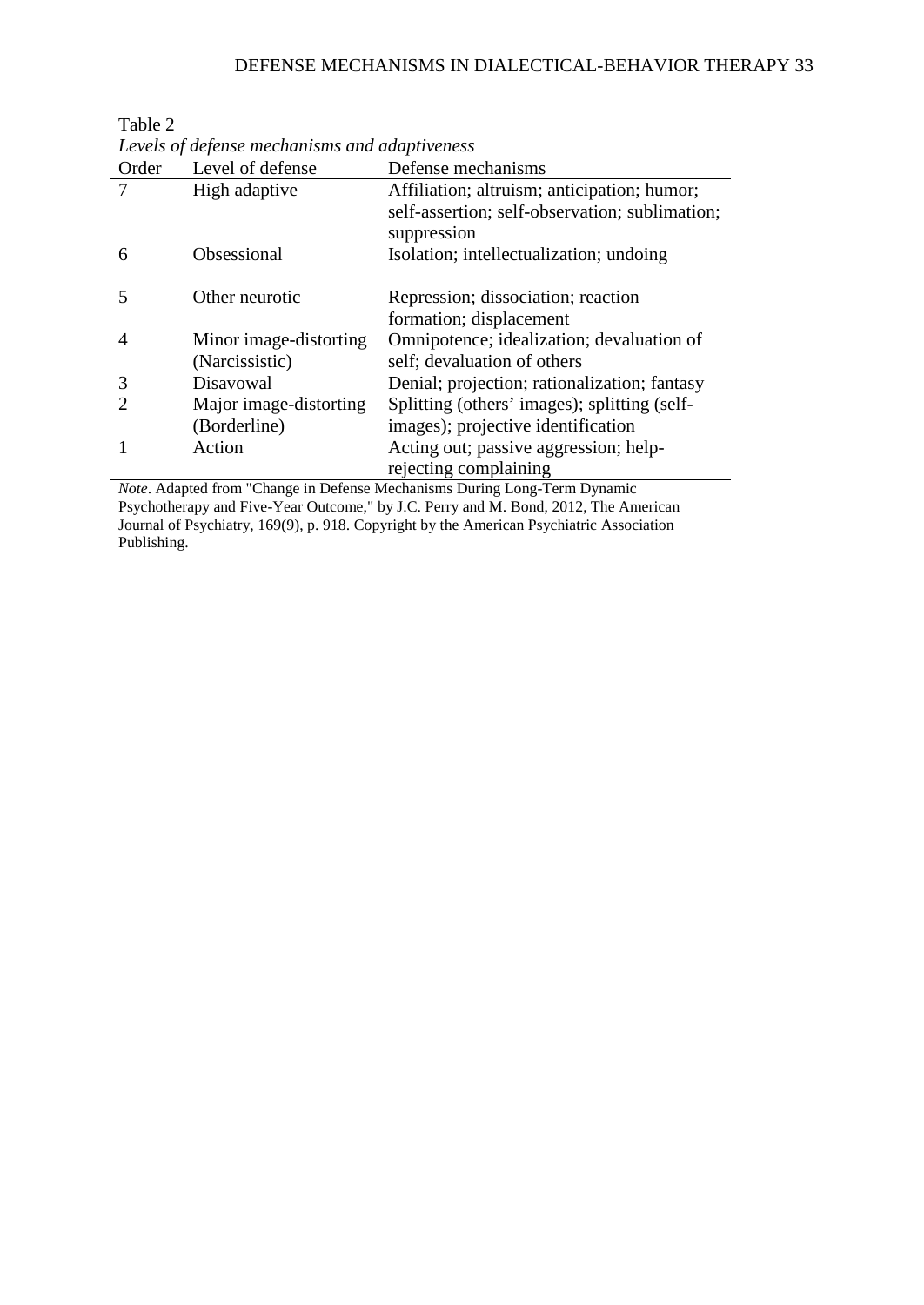Table 2

*Levels of defense mechanisms and adaptiveness*

| Order | Level of defense | Defense mechanisms |
|---|---|---|
| 7 | High adaptive | Affiliation; altruism; anticipation; humor; self-assertion; self-observation; sublimation; suppression |
| 6 | Obsessional | Isolation; intellectualization; undoing |
| 5 | Other neurotic | Repression; dissociation; reaction formation; displacement |
| 4 | Minor image-distorting (Narcissistic) | Omnipotence; idealization; devaluation of self; devaluation of others |
| 3 | Disavowal | Denial; projection; rationalization; fantasy |
| 2 | Major image-distorting (Borderline) | Splitting (others' images); splitting (self-images); projective identification |
| 1 | Action | Acting out; passive aggression; help-rejecting complaining |

*Note*. Adapted from "Change in Defense Mechanisms During Long-Term Dynamic Psychotherapy and Five-Year Outcome," by J.C. Perry and M. Bond, 2012, The American Journal of Psychiatry, 169(9), p. 918. Copyright by the American Psychiatric Association Publishing.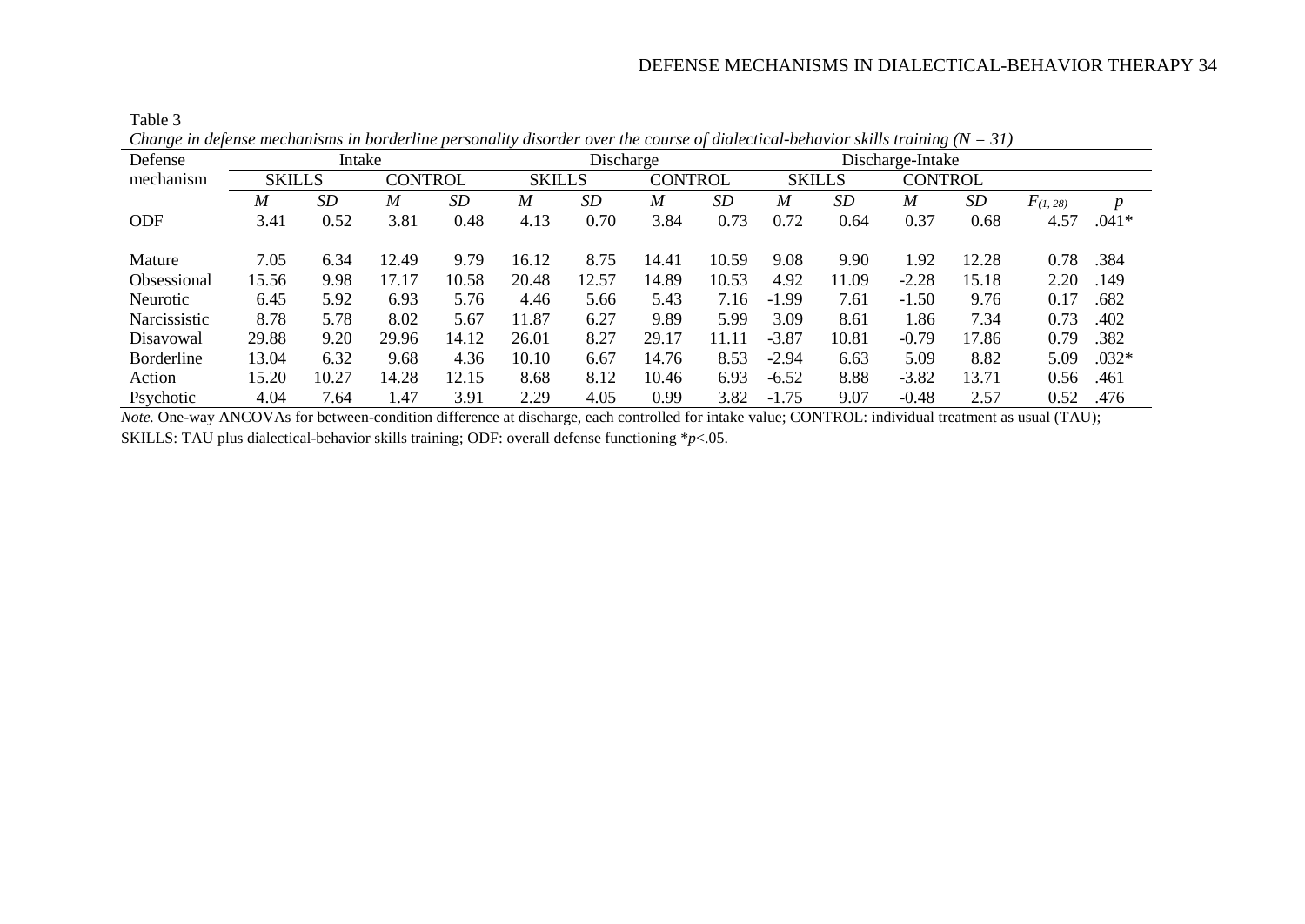Table 3

*Change in defense mechanisms in borderline personality disorder over the course of dialectical-behavior skills training (N = 31)*

| Defense mechanism | Intake | | | | Discharge | | | | Discharge-Intake | | | | | |
|---|---|---|---|---|---|---|---|---|---|---|---|---|---|---|
| | SKILLS | | CONTROL | | SKILLS | | CONTROL | | SKILLS | | CONTROL | | | |
| | *M* | *SD* | *M* | *SD* | *M* | *SD* | *M* | *SD* | *M* | *SD* | *M* | *SD* | $F_{(1, 28)}$ | *p* |
| ODF | 3.41 | 0.52 | 3.81 | 0.48 | 4.13 | 0.70 | 3.84 | 0.73 | 0.72 | 0.64 | 0.37 | 0.68 | 4.57 | .041* |
| Mature | 7.05 | 6.34 | 12.49 | 9.79 | 16.12 | 8.75 | 14.41 | 10.59 | 9.08 | 9.90 | 1.92 | 12.28 | 0.78 | .384 |
| Obsessional | 15.56 | 9.98 | 17.17 | 10.58 | 20.48 | 12.57 | 14.89 | 10.53 | 4.92 | 11.09 | -2.28 | 15.18 | 2.20 | .149 |
| Neurotic | 6.45 | 5.92 | 6.93 | 5.76 | 4.46 | 5.66 | 5.43 | 7.16 | -1.99 | 7.61 | -1.50 | 9.76 | 0.17 | .682 |
| Narcissistic | 8.78 | 5.78 | 8.02 | 5.67 | 11.87 | 6.27 | 9.89 | 5.99 | 3.09 | 8.61 | 1.86 | 7.34 | 0.73 | .402 |
| Disavowal | 29.88 | 9.20 | 29.96 | 14.12 | 26.01 | 8.27 | 29.17 | 11.11 | -3.87 | 10.81 | -0.79 | 17.86 | 0.79 | .382 |
| Borderline | 13.04 | 6.32 | 9.68 | 4.36 | 10.10 | 6.67 | 14.76 | 8.53 | -2.94 | 6.63 | 5.09 | 8.82 | 5.09 | .032* |
| Action | 15.20 | 10.27 | 14.28 | 12.15 | 8.68 | 8.12 | 10.46 | 6.93 | -6.52 | 8.88 | -3.82 | 13.71 | 0.56 | .461 |
| Psychotic | 4.04 | 7.64 | 1.47 | 3.91 | 2.29 | 4.05 | 0.99 | 3.82 | -1.75 | 9.07 | -0.48 | 2.57 | 0.52 | .476 |

*Note.* One-way ANCOVAs for between-condition difference at discharge, each controlled for intake value; CONTROL: individual treatment as usual (TAU); SKILLS: TAU plus dialectical-behavior skills training; ODF: overall defense functioning *$p$<.05.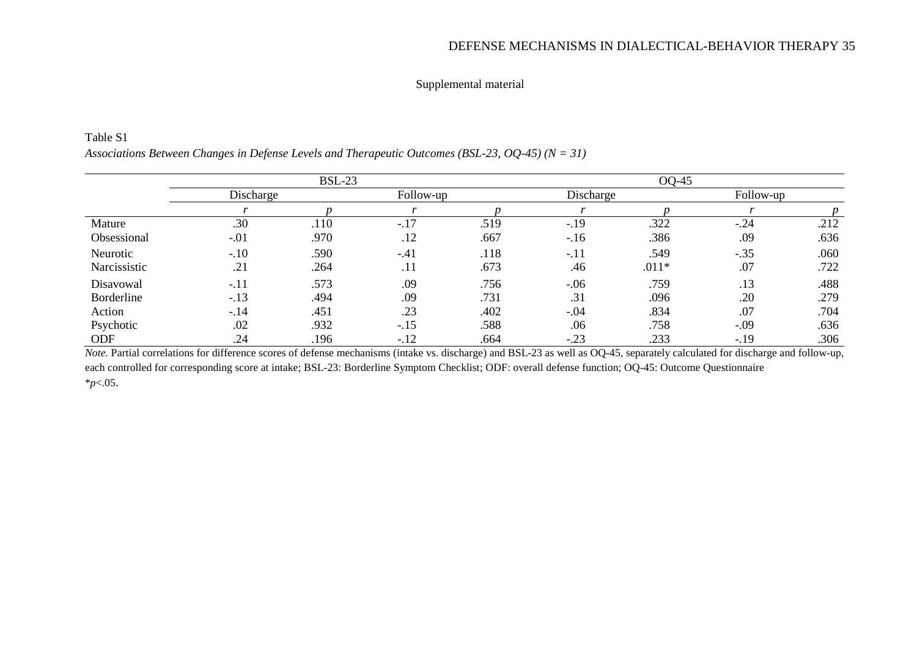Supplemental material

Table S1

*Associations Between Changes in Defense Levels and Therapeutic Outcomes (BSL-23, OQ-45) (N = 31)*

| | BSL-23 | | | | OQ-45 | | | |
|---|---|---|---|---|---|---|---|---|
| | Discharge | | Follow-up | | Discharge | | Follow-up | |
| | *r* | *p* | *r* | *p* | *r* | *p* | *r* | *p* |
| Mature | .30 | .110 | -.17 | .519 | -.19 | .322 | -.24 | .212 |
| Obsessional | -.01 | .970 | .12 | .667 | -.16 | .386 | .09 | .636 |
| Neurotic | -.10 | .590 | -.41 | .118 | -.11 | .549 | -.35 | .060 |
| Narcissistic | .21 | .264 | .11 | .673 | .46 | .011* | .07 | .722 |
| Disavowal | -.11 | .573 | .09 | .756 | -.06 | .759 | .13 | .488 |
| Borderline | -.13 | .494 | .09 | .731 | .31 | .096 | .20 | .279 |
| Action | -.14 | .451 | .23 | .402 | -.04 | .834 | .07 | .704 |
| Psychotic | .02 | .932 | -.15 | .588 | .06 | .758 | -.09 | .636 |
| ODF | .24 | .196 | -.12 | .664 | -.23 | .233 | -.19 | .306 |

*Note.* Partial correlations for difference scores of defense mechanisms (intake vs. discharge) and BSL-23 as well as OQ-45, separately calculated for discharge and follow-up, each controlled for corresponding score at intake; BSL-23: Borderline Symptom Checklist; ODF: overall defense function; OQ-45: Outcome Questionnaire

*$p$<.05.